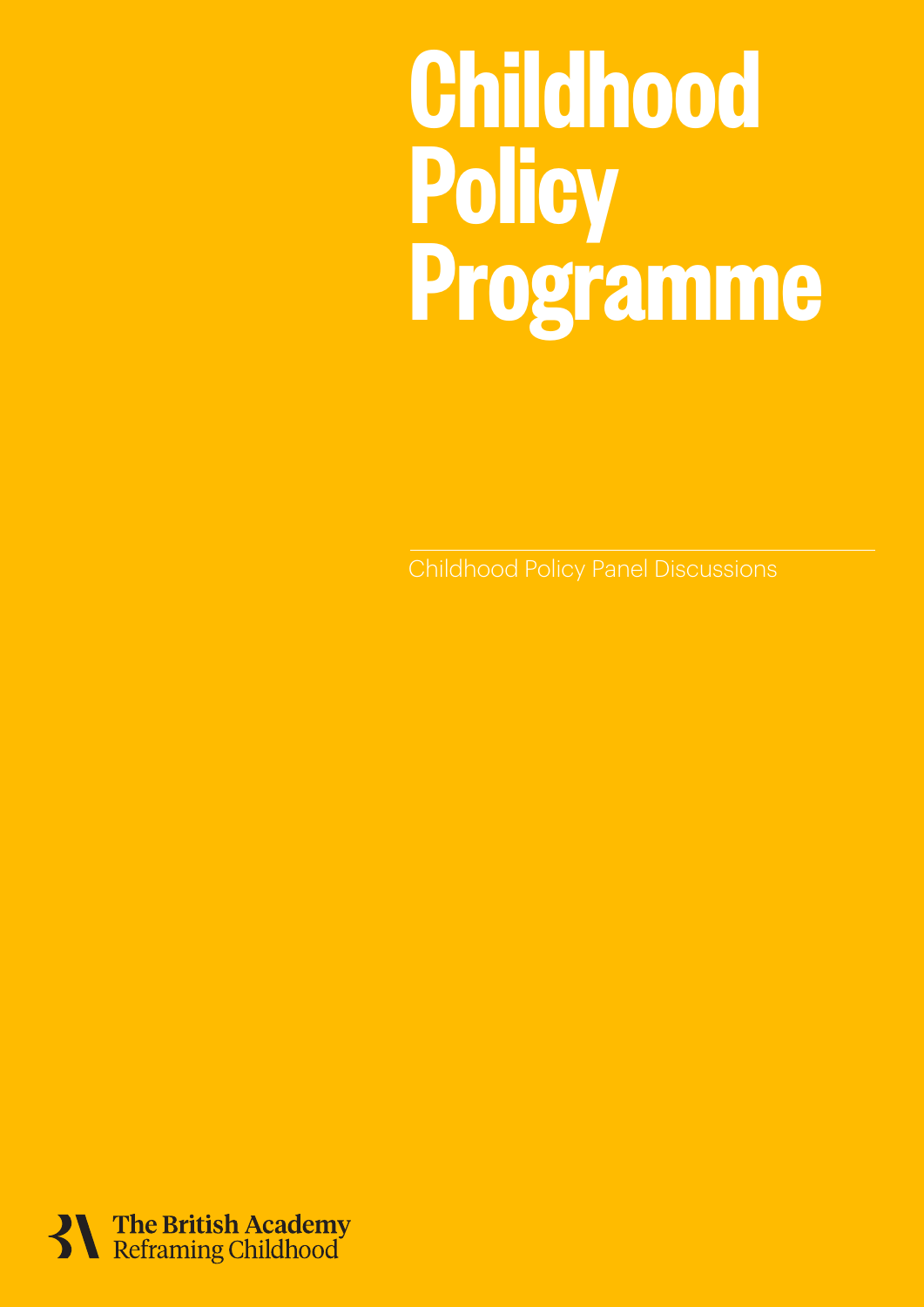# Childhood Policy Programme

Childhood Policy Panel Discussions

The British Academy
Reframing Childhood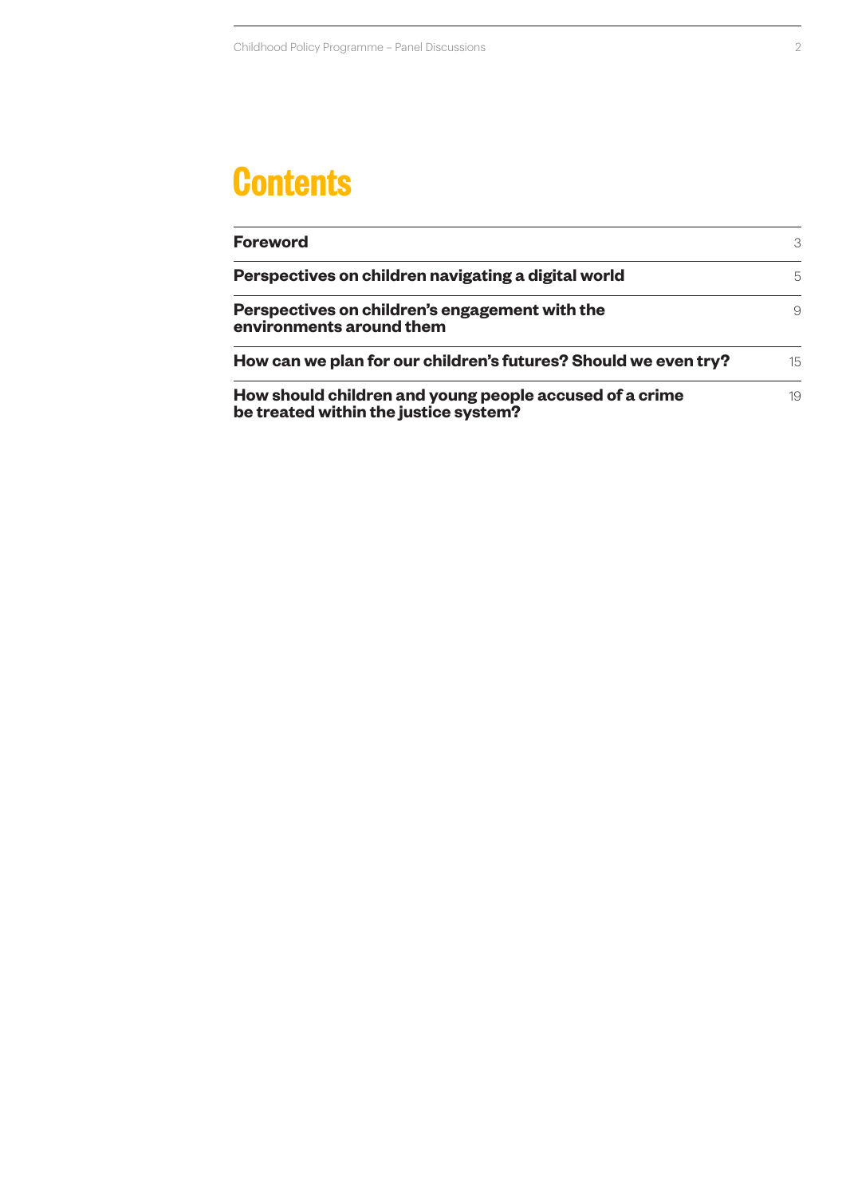# Contents

| | |
|---|---|
| **Foreword** | 3 |
| **Perspectives on children navigating a digital world** | 5 |
| **Perspectives on children's engagement with the environments around them** | 9 |
| **How can we plan for our children's futures? Should we even try?** | 15 |
| **How should children and young people accused of a crime be treated within the justice system?** | 19 |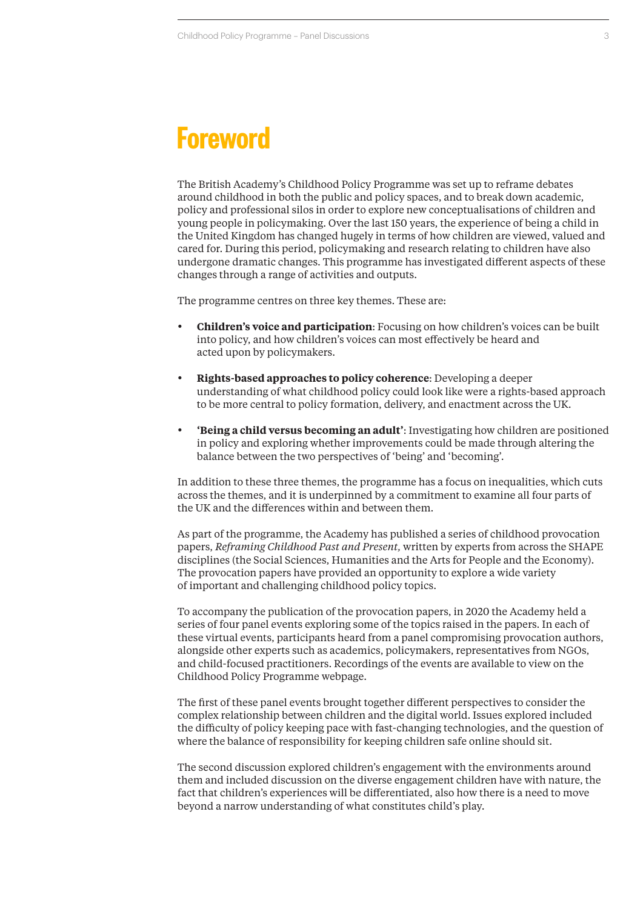# Foreword

The British Academy's Childhood Policy Programme was set up to reframe debates around childhood in both the public and policy spaces, and to break down academic, policy and professional silos in order to explore new conceptualisations of children and young people in policymaking. Over the last 150 years, the experience of being a child in the United Kingdom has changed hugely in terms of how children are viewed, valued and cared for. During this period, policymaking and research relating to children have also undergone dramatic changes. This programme has investigated different aspects of these changes through a range of activities and outputs.

The programme centres on three key themes. These are:

- **Children's voice and participation**: Focusing on how children's voices can be built into policy, and how children's voices can most effectively be heard and acted upon by policymakers.
- **Rights-based approaches to policy coherence**: Developing a deeper understanding of what childhood policy could look like were a rights-based approach to be more central to policy formation, delivery, and enactment across the UK.
- **'Being a child versus becoming an adult'**: Investigating how children are positioned in policy and exploring whether improvements could be made through altering the balance between the two perspectives of 'being' and 'becoming'.

In addition to these three themes, the programme has a focus on inequalities, which cuts across the themes, and it is underpinned by a commitment to examine all four parts of the UK and the differences within and between them.

As part of the programme, the Academy has published a series of childhood provocation papers, *Reframing Childhood Past and Present,* written by experts from across the SHAPE disciplines (the Social Sciences, Humanities and the Arts for People and the Economy). The provocation papers have provided an opportunity to explore a wide variety of important and challenging childhood policy topics.

To accompany the publication of the provocation papers, in 2020 the Academy held a series of four panel events exploring some of the topics raised in the papers. In each of these virtual events, participants heard from a panel compromising provocation authors, alongside other experts such as academics, policymakers, representatives from NGOs, and child-focused practitioners. Recordings of the events are available to view on the Childhood Policy Programme webpage.

The first of these panel events brought together different perspectives to consider the complex relationship between children and the digital world. Issues explored included the difficulty of policy keeping pace with fast-changing technologies, and the question of where the balance of responsibility for keeping children safe online should sit.

The second discussion explored children's engagement with the environments around them and included discussion on the diverse engagement children have with nature, the fact that children's experiences will be differentiated, also how there is a need to move beyond a narrow understanding of what constitutes child's play.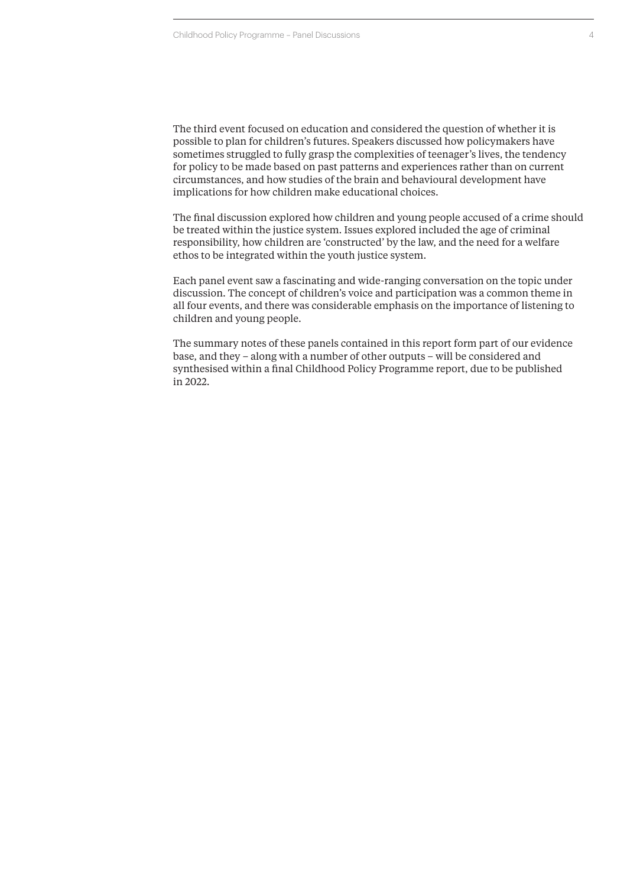The third event focused on education and considered the question of whether it is possible to plan for children's futures. Speakers discussed how policymakers have sometimes struggled to fully grasp the complexities of teenager's lives, the tendency for policy to be made based on past patterns and experiences rather than on current circumstances, and how studies of the brain and behavioural development have implications for how children make educational choices.

The final discussion explored how children and young people accused of a crime should be treated within the justice system. Issues explored included the age of criminal responsibility, how children are 'constructed' by the law, and the need for a welfare ethos to be integrated within the youth justice system.

Each panel event saw a fascinating and wide-ranging conversation on the topic under discussion. The concept of children's voice and participation was a common theme in all four events, and there was considerable emphasis on the importance of listening to children and young people.

The summary notes of these panels contained in this report form part of our evidence base, and they – along with a number of other outputs – will be considered and synthesised within a final Childhood Policy Programme report, due to be published in 2022.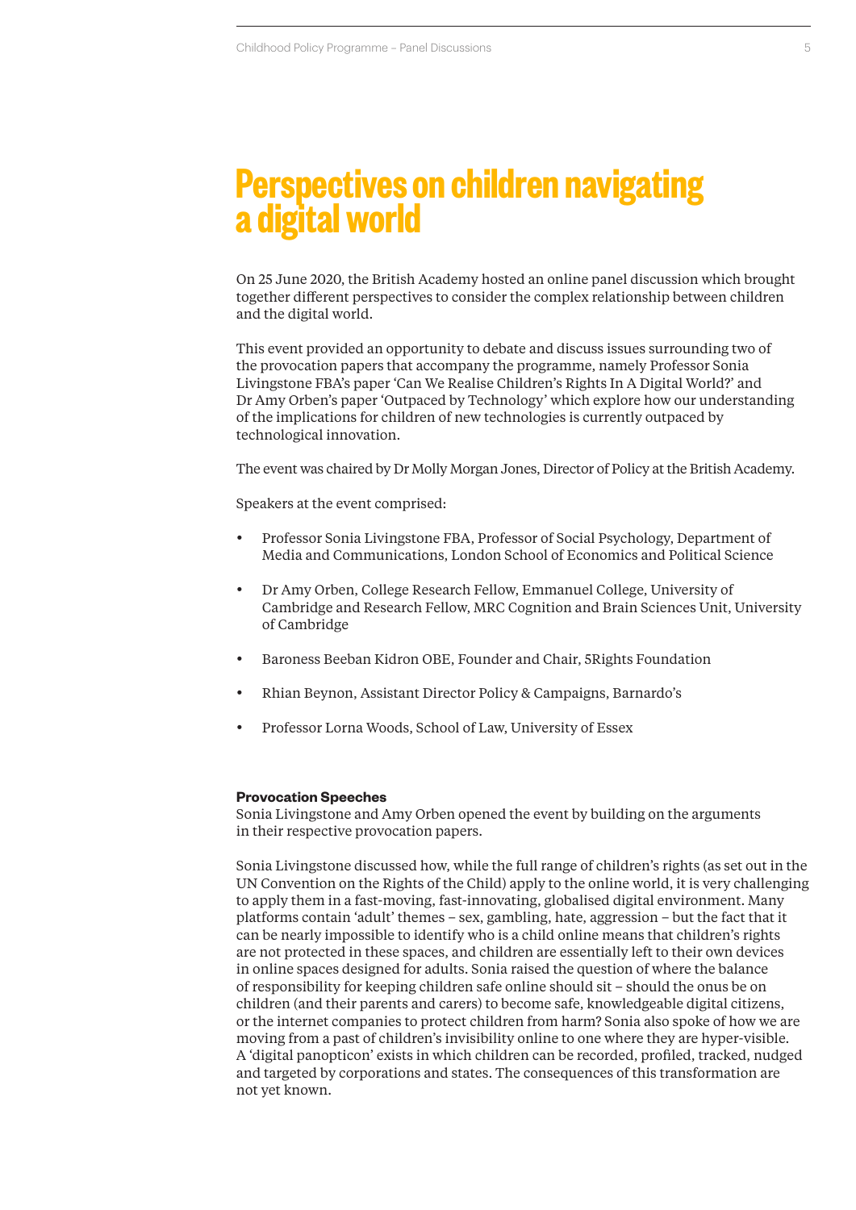# Perspectives on children navigating a digital world

On 25 June 2020, the British Academy hosted an online panel discussion which brought together different perspectives to consider the complex relationship between children and the digital world.

This event provided an opportunity to debate and discuss issues surrounding two of the provocation papers that accompany the programme, namely Professor Sonia Livingstone FBA's paper 'Can We Realise Children's Rights In A Digital World?' and Dr Amy Orben's paper 'Outpaced by Technology' which explore how our understanding of the implications for children of new technologies is currently outpaced by technological innovation.

The event was chaired by Dr Molly Morgan Jones, Director of Policy at the British Academy.

Speakers at the event comprised:

- Professor Sonia Livingstone FBA, Professor of Social Psychology, Department of Media and Communications, London School of Economics and Political Science
- Dr Amy Orben, College Research Fellow, Emmanuel College, University of Cambridge and Research Fellow, MRC Cognition and Brain Sciences Unit, University of Cambridge
- Baroness Beeban Kidron OBE, Founder and Chair, 5Rights Foundation
- Rhian Beynon, Assistant Director Policy & Campaigns, Barnardo's
- Professor Lorna Woods, School of Law, University of Essex

**Provocation Speeches**
Sonia Livingstone and Amy Orben opened the event by building on the arguments in their respective provocation papers.

Sonia Livingstone discussed how, while the full range of children's rights (as set out in the UN Convention on the Rights of the Child) apply to the online world, it is very challenging to apply them in a fast-moving, fast-innovating, globalised digital environment. Many platforms contain 'adult' themes – sex, gambling, hate, aggression – but the fact that it can be nearly impossible to identify who is a child online means that children's rights are not protected in these spaces, and children are essentially left to their own devices in online spaces designed for adults. Sonia raised the question of where the balance of responsibility for keeping children safe online should sit – should the onus be on children (and their parents and carers) to become safe, knowledgeable digital citizens, or the internet companies to protect children from harm? Sonia also spoke of how we are moving from a past of children's invisibility online to one where they are hyper-visible. A 'digital panopticon' exists in which children can be recorded, profiled, tracked, nudged and targeted by corporations and states. The consequences of this transformation are not yet known.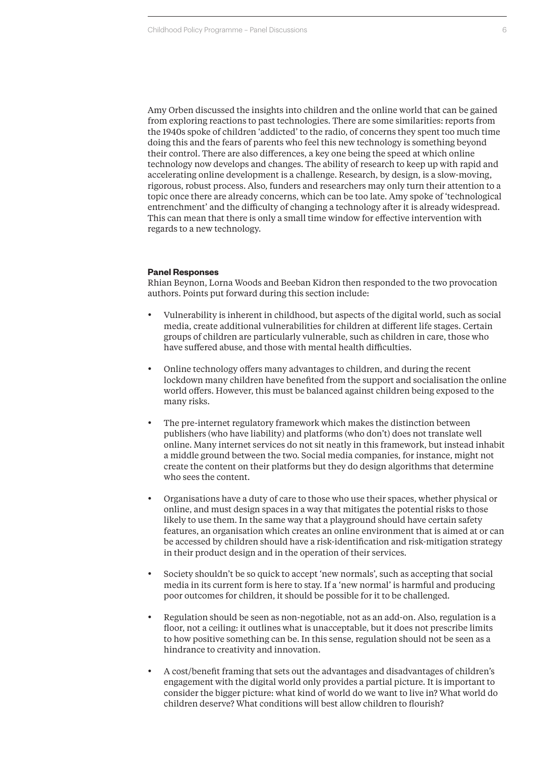Amy Orben discussed the insights into children and the online world that can be gained from exploring reactions to past technologies. There are some similarities: reports from the 1940s spoke of children 'addicted' to the radio, of concerns they spent too much time doing this and the fears of parents who feel this new technology is something beyond their control. There are also differences, a key one being the speed at which online technology now develops and changes. The ability of research to keep up with rapid and accelerating online development is a challenge. Research, by design, is a slow-moving, rigorous, robust process. Also, funders and researchers may only turn their attention to a topic once there are already concerns, which can be too late. Amy spoke of 'technological entrenchment' and the difficulty of changing a technology after it is already widespread. This can mean that there is only a small time window for effective intervention with regards to a new technology.

**Panel Responses**

Rhian Beynon, Lorna Woods and Beeban Kidron then responded to the two provocation authors. Points put forward during this section include:

- Vulnerability is inherent in childhood, but aspects of the digital world, such as social media, create additional vulnerabilities for children at different life stages. Certain groups of children are particularly vulnerable, such as children in care, those who have suffered abuse, and those with mental health difficulties.
- Online technology offers many advantages to children, and during the recent lockdown many children have benefited from the support and socialisation the online world offers. However, this must be balanced against children being exposed to the many risks.
- The pre-internet regulatory framework which makes the distinction between publishers (who have liability) and platforms (who don't) does not translate well online. Many internet services do not sit neatly in this framework, but instead inhabit a middle ground between the two. Social media companies, for instance, might not create the content on their platforms but they do design algorithms that determine who sees the content.
- Organisations have a duty of care to those who use their spaces, whether physical or online, and must design spaces in a way that mitigates the potential risks to those likely to use them. In the same way that a playground should have certain safety features, an organisation which creates an online environment that is aimed at or can be accessed by children should have a risk-identification and risk-mitigation strategy in their product design and in the operation of their services.
- Society shouldn't be so quick to accept 'new normals', such as accepting that social media in its current form is here to stay. If a 'new normal' is harmful and producing poor outcomes for children, it should be possible for it to be challenged.
- Regulation should be seen as non-negotiable, not as an add-on. Also, regulation is a floor, not a ceiling: it outlines what is unacceptable, but it does not prescribe limits to how positive something can be. In this sense, regulation should not be seen as a hindrance to creativity and innovation.
- A cost/benefit framing that sets out the advantages and disadvantages of children's engagement with the digital world only provides a partial picture. It is important to consider the bigger picture: what kind of world do we want to live in? What world do children deserve? What conditions will best allow children to flourish?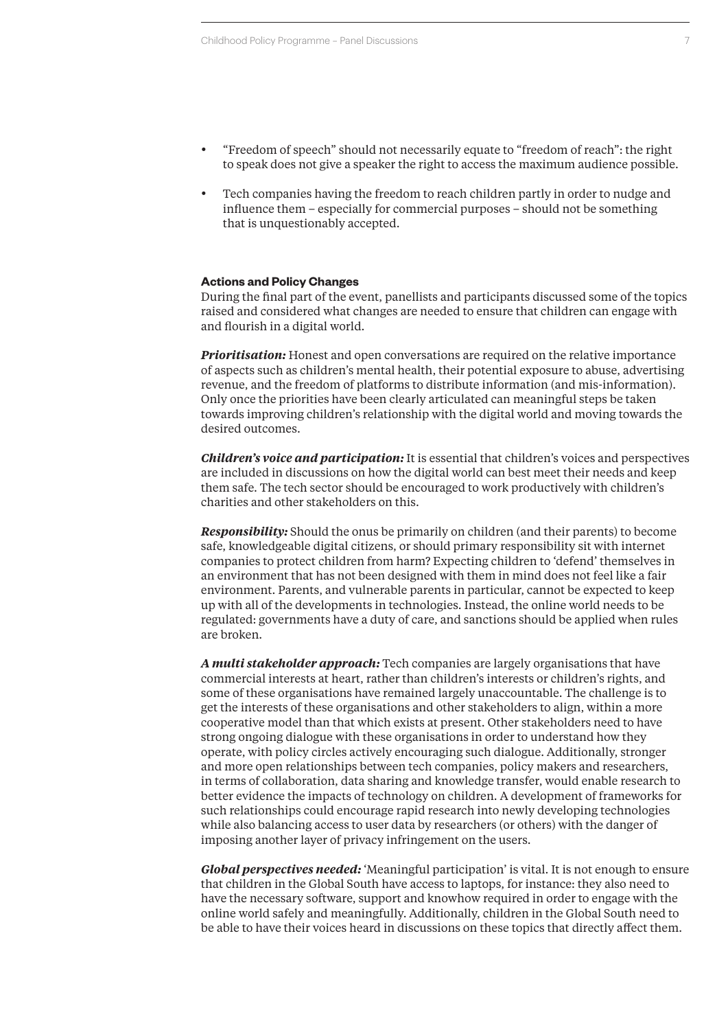- "Freedom of speech" should not necessarily equate to "freedom of reach": the right to speak does not give a speaker the right to access the maximum audience possible.
- Tech companies having the freedom to reach children partly in order to nudge and influence them – especially for commercial purposes – should not be something that is unquestionably accepted.

**Actions and Policy Changes**

During the final part of the event, panellists and participants discussed some of the topics raised and considered what changes are needed to ensure that children can engage with and flourish in a digital world.

***Prioritisation:*** Honest and open conversations are required on the relative importance of aspects such as children's mental health, their potential exposure to abuse, advertising revenue, and the freedom of platforms to distribute information (and mis-information). Only once the priorities have been clearly articulated can meaningful steps be taken towards improving children's relationship with the digital world and moving towards the desired outcomes.

***Children's voice and participation:*** It is essential that children's voices and perspectives are included in discussions on how the digital world can best meet their needs and keep them safe. The tech sector should be encouraged to work productively with children's charities and other stakeholders on this.

***Responsibility:*** Should the onus be primarily on children (and their parents) to become safe, knowledgeable digital citizens, or should primary responsibility sit with internet companies to protect children from harm? Expecting children to 'defend' themselves in an environment that has not been designed with them in mind does not feel like a fair environment. Parents, and vulnerable parents in particular, cannot be expected to keep up with all of the developments in technologies. Instead, the online world needs to be regulated: governments have a duty of care, and sanctions should be applied when rules are broken.

***A multi stakeholder approach:*** Tech companies are largely organisations that have commercial interests at heart, rather than children's interests or children's rights, and some of these organisations have remained largely unaccountable. The challenge is to get the interests of these organisations and other stakeholders to align, within a more cooperative model than that which exists at present. Other stakeholders need to have strong ongoing dialogue with these organisations in order to understand how they operate, with policy circles actively encouraging such dialogue. Additionally, stronger and more open relationships between tech companies, policy makers and researchers, in terms of collaboration, data sharing and knowledge transfer, would enable research to better evidence the impacts of technology on children. A development of frameworks for such relationships could encourage rapid research into newly developing technologies while also balancing access to user data by researchers (or others) with the danger of imposing another layer of privacy infringement on the users.

***Global perspectives needed:*** 'Meaningful participation' is vital. It is not enough to ensure that children in the Global South have access to laptops, for instance: they also need to have the necessary software, support and knowhow required in order to engage with the online world safely and meaningfully. Additionally, children in the Global South need to be able to have their voices heard in discussions on these topics that directly affect them.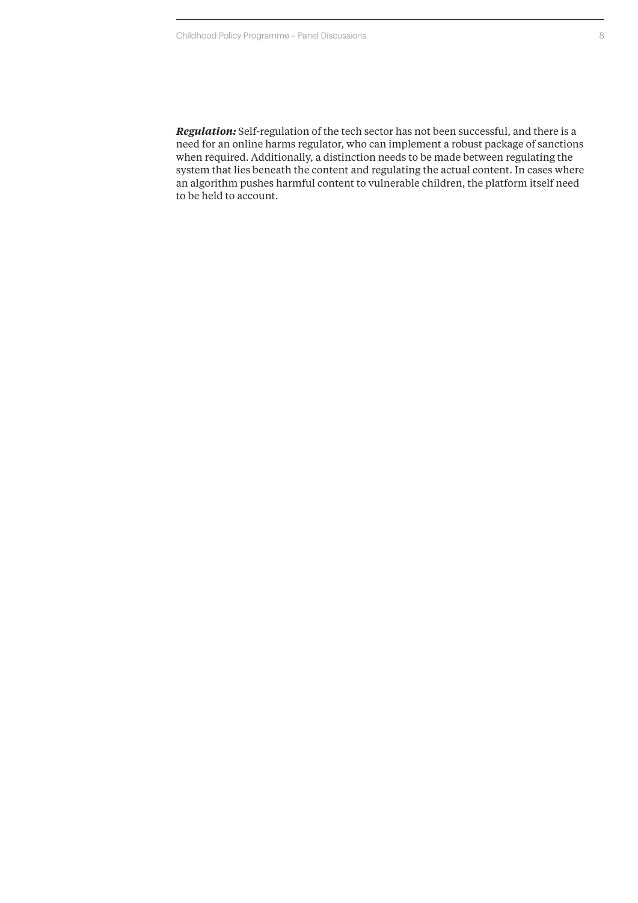***Regulation:*** Self-regulation of the tech sector has not been successful, and there is a need for an online harms regulator, who can implement a robust package of sanctions when required. Additionally, a distinction needs to be made between regulating the system that lies beneath the content and regulating the actual content. In cases where an algorithm pushes harmful content to vulnerable children, the platform itself need to be held to account.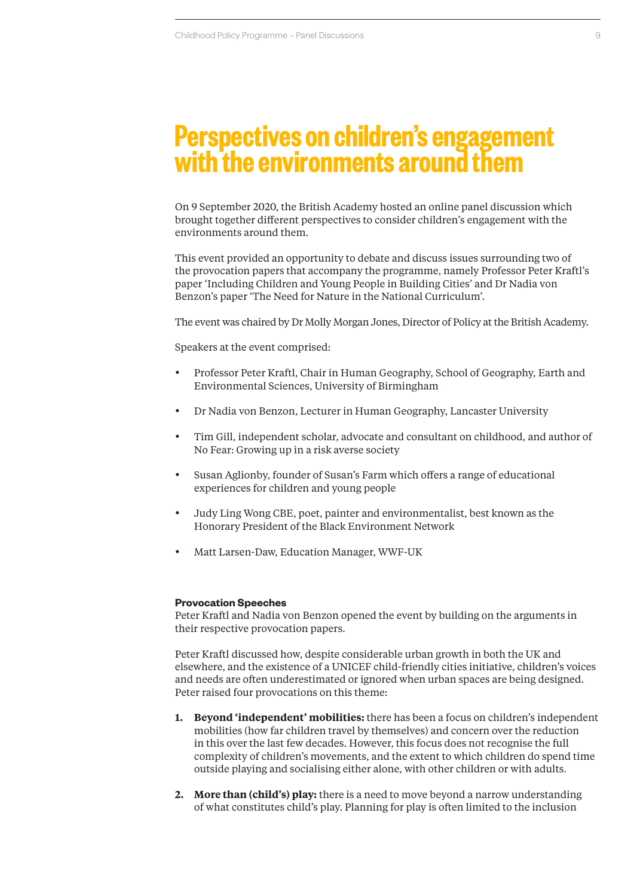# Perspectives on children's engagement with the environments around them

On 9 September 2020, the British Academy hosted an online panel discussion which brought together different perspectives to consider children's engagement with the environments around them.

This event provided an opportunity to debate and discuss issues surrounding two of the provocation papers that accompany the programme, namely Professor Peter Kraftl's paper 'Including Children and Young People in Building Cities' and Dr Nadia von Benzon's paper 'The Need for Nature in the National Curriculum'.

The event was chaired by Dr Molly Morgan Jones, Director of Policy at the British Academy.

Speakers at the event comprised:

- Professor Peter Kraftl, Chair in Human Geography, School of Geography, Earth and Environmental Sciences, University of Birmingham
- Dr Nadia von Benzon, Lecturer in Human Geography, Lancaster University
- Tim Gill, independent scholar, advocate and consultant on childhood, and author of No Fear: Growing up in a risk averse society
- Susan Aglionby, founder of Susan's Farm which offers a range of educational experiences for children and young people
- Judy Ling Wong CBE, poet, painter and environmentalist, best known as the Honorary President of the Black Environment Network
- Matt Larsen-Daw, Education Manager, WWF-UK

**Provocation Speeches**

Peter Kraftl and Nadia von Benzon opened the event by building on the arguments in their respective provocation papers.

Peter Kraftl discussed how, despite considerable urban growth in both the UK and elsewhere, and the existence of a UNICEF child-friendly cities initiative, children's voices and needs are often underestimated or ignored when urban spaces are being designed. Peter raised four provocations on this theme:

1. **Beyond 'independent' mobilities:** there has been a focus on children's independent mobilities (how far children travel by themselves) and concern over the reduction in this over the last few decades. However, this focus does not recognise the full complexity of children's movements, and the extent to which children do spend time outside playing and socialising either alone, with other children or with adults.
2. **More than (child's) play:** there is a need to move beyond a narrow understanding of what constitutes child's play. Planning for play is often limited to the inclusion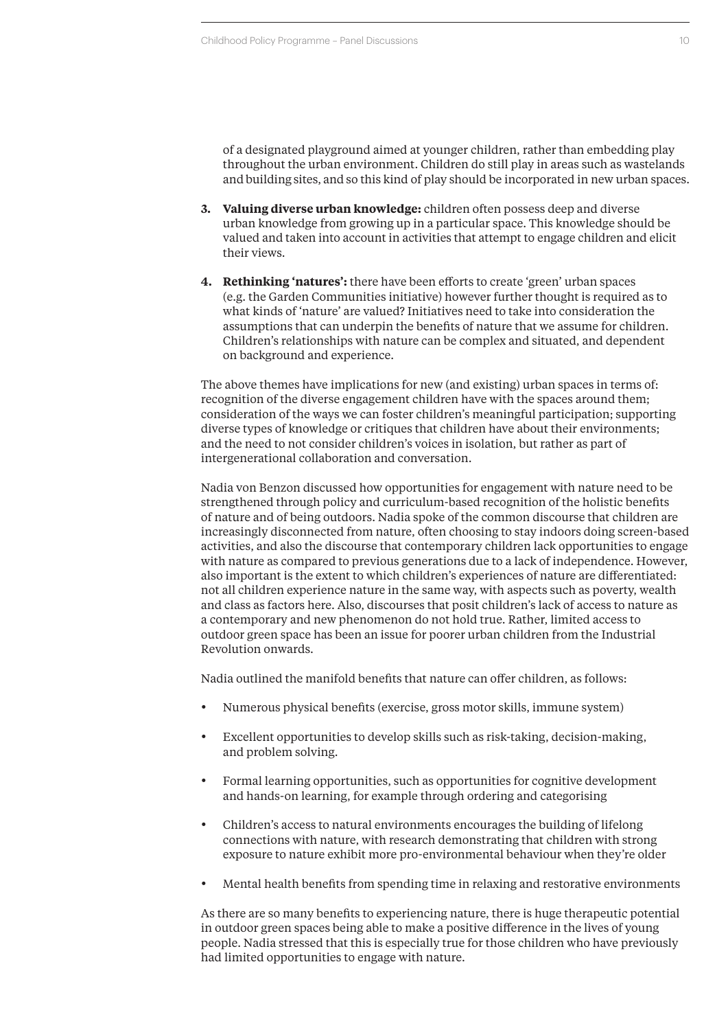of a designated playground aimed at younger children, rather than embedding play throughout the urban environment. Children do still play in areas such as wastelands and building sites, and so this kind of play should be incorporated in new urban spaces.

3. **Valuing diverse urban knowledge:** children often possess deep and diverse urban knowledge from growing up in a particular space. This knowledge should be valued and taken into account in activities that attempt to engage children and elicit their views.

4. **Rethinking 'natures':** there have been efforts to create 'green' urban spaces (e.g. the Garden Communities initiative) however further thought is required as to what kinds of 'nature' are valued? Initiatives need to take into consideration the assumptions that can underpin the benefits of nature that we assume for children. Children's relationships with nature can be complex and situated, and dependent on background and experience.

The above themes have implications for new (and existing) urban spaces in terms of: recognition of the diverse engagement children have with the spaces around them; consideration of the ways we can foster children's meaningful participation; supporting diverse types of knowledge or critiques that children have about their environments; and the need to not consider children's voices in isolation, but rather as part of intergenerational collaboration and conversation.

Nadia von Benzon discussed how opportunities for engagement with nature need to be strengthened through policy and curriculum-based recognition of the holistic benefits of nature and of being outdoors. Nadia spoke of the common discourse that children are increasingly disconnected from nature, often choosing to stay indoors doing screen-based activities, and also the discourse that contemporary children lack opportunities to engage with nature as compared to previous generations due to a lack of independence. However, also important is the extent to which children's experiences of nature are differentiated: not all children experience nature in the same way, with aspects such as poverty, wealth and class as factors here. Also, discourses that posit children's lack of access to nature as a contemporary and new phenomenon do not hold true. Rather, limited access to outdoor green space has been an issue for poorer urban children from the Industrial Revolution onwards.

Nadia outlined the manifold benefits that nature can offer children, as follows:

- Numerous physical benefits (exercise, gross motor skills, immune system)
- Excellent opportunities to develop skills such as risk-taking, decision-making, and problem solving.
- Formal learning opportunities, such as opportunities for cognitive development and hands-on learning, for example through ordering and categorising
- Children's access to natural environments encourages the building of lifelong connections with nature, with research demonstrating that children with strong exposure to nature exhibit more pro-environmental behaviour when they're older
- Mental health benefits from spending time in relaxing and restorative environments

As there are so many benefits to experiencing nature, there is huge therapeutic potential in outdoor green spaces being able to make a positive difference in the lives of young people. Nadia stressed that this is especially true for those children who have previously had limited opportunities to engage with nature.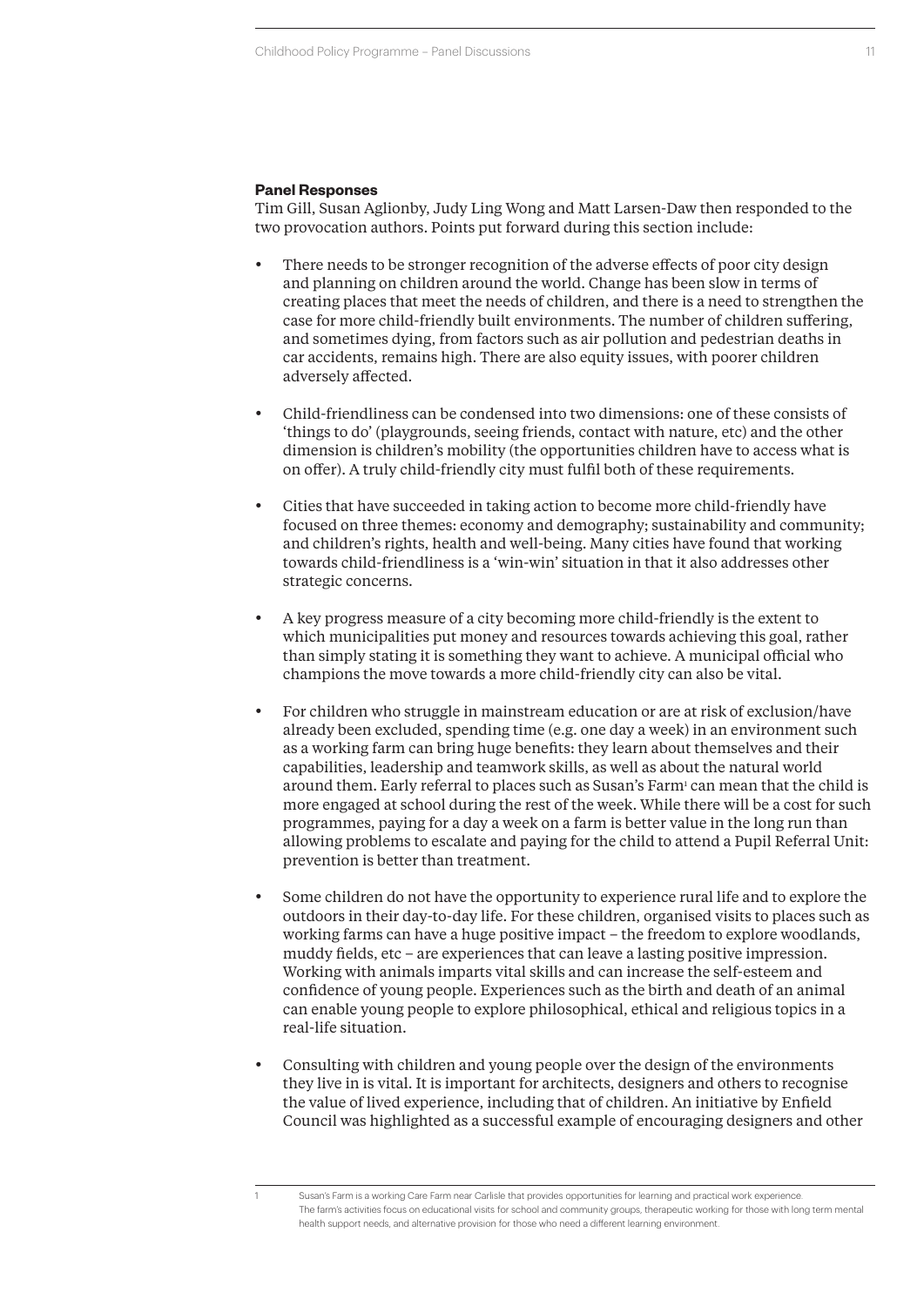**Panel Responses**

Tim Gill, Susan Aglionby, Judy Ling Wong and Matt Larsen-Daw then responded to the two provocation authors. Points put forward during this section include:

- There needs to be stronger recognition of the adverse effects of poor city design and planning on children around the world. Change has been slow in terms of creating places that meet the needs of children, and there is a need to strengthen the case for more child-friendly built environments. The number of children suffering, and sometimes dying, from factors such as air pollution and pedestrian deaths in car accidents, remains high. There are also equity issues, with poorer children adversely affected.

- Child-friendliness can be condensed into two dimensions: one of these consists of 'things to do' (playgrounds, seeing friends, contact with nature, etc) and the other dimension is children's mobility (the opportunities children have to access what is on offer). A truly child-friendly city must fulfil both of these requirements.

- Cities that have succeeded in taking action to become more child-friendly have focused on three themes: economy and demography; sustainability and community; and children's rights, health and well-being. Many cities have found that working towards child-friendliness is a 'win-win' situation in that it also addresses other strategic concerns.

- A key progress measure of a city becoming more child-friendly is the extent to which municipalities put money and resources towards achieving this goal, rather than simply stating it is something they want to achieve. A municipal official who champions the move towards a more child-friendly city can also be vital.

- For children who struggle in mainstream education or are at risk of exclusion/have already been excluded, spending time (e.g. one day a week) in an environment such as a working farm can bring huge benefits: they learn about themselves and their capabilities, leadership and teamwork skills, as well as about the natural world around them. Early referral to places such as Susan's Farm[1] can mean that the child is more engaged at school during the rest of the week. While there will be a cost for such programmes, paying for a day a week on a farm is better value in the long run than allowing problems to escalate and paying for the child to attend a Pupil Referral Unit: prevention is better than treatment.

- Some children do not have the opportunity to experience rural life and to explore the outdoors in their day-to-day life. For these children, organised visits to places such as working farms can have a huge positive impact – the freedom to explore woodlands, muddy fields, etc – are experiences that can leave a lasting positive impression. Working with animals imparts vital skills and can increase the self-esteem and confidence of young people. Experiences such as the birth and death of an animal can enable young people to explore philosophical, ethical and religious topics in a real-life situation.

- Consulting with children and young people over the design of the environments they live in is vital. It is important for architects, designers and others to recognise the value of lived experience, including that of children. An initiative by Enfield Council was highlighted as a successful example of encouraging designers and other

[1] Susan's Farm is a working Care Farm near Carlisle that provides opportunities for learning and practical work experience. The farm's activities focus on educational visits for school and community groups, therapeutic working for those with long term mental health support needs, and alternative provision for those who need a different learning environment.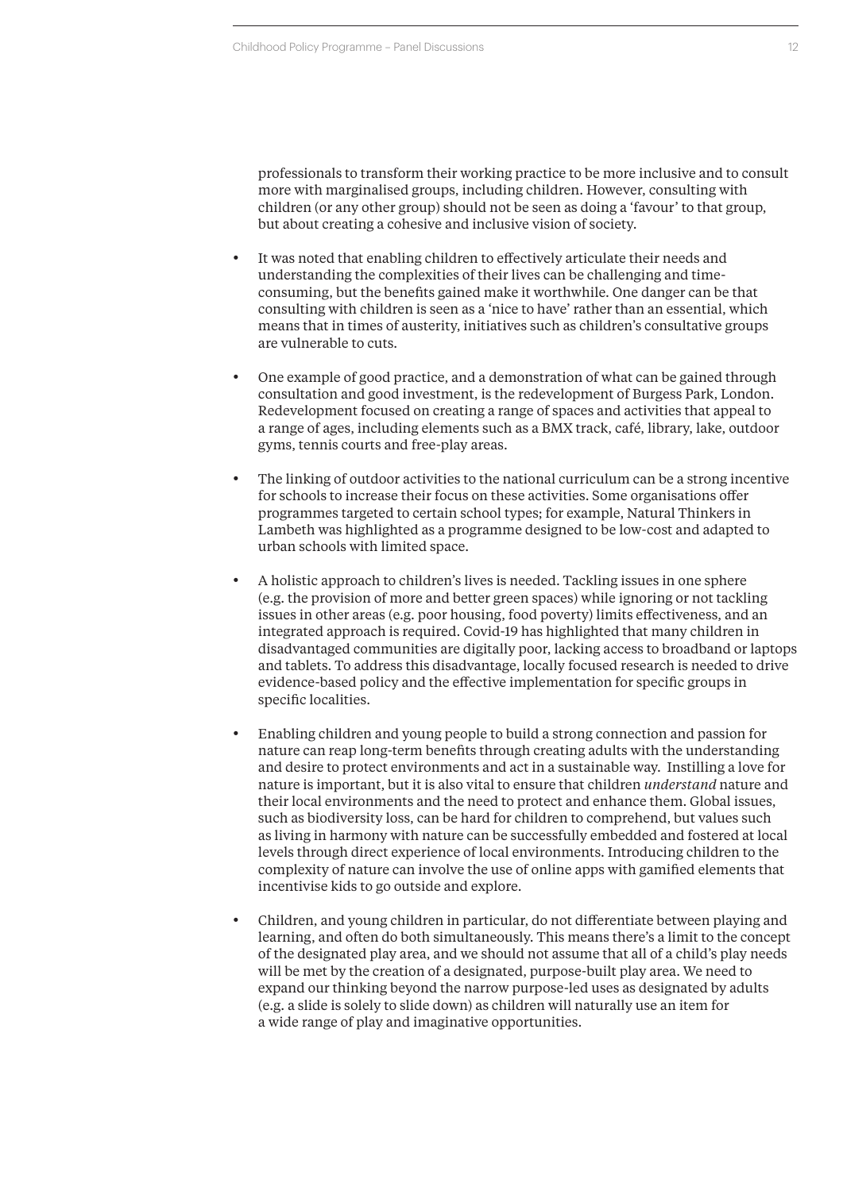professionals to transform their working practice to be more inclusive and to consult more with marginalised groups, including children. However, consulting with children (or any other group) should not be seen as doing a 'favour' to that group, but about creating a cohesive and inclusive vision of society.

- It was noted that enabling children to effectively articulate their needs and understanding the complexities of their lives can be challenging and time-consuming, but the benefits gained make it worthwhile. One danger can be that consulting with children is seen as a 'nice to have' rather than an essential, which means that in times of austerity, initiatives such as children's consultative groups are vulnerable to cuts.

- One example of good practice, and a demonstration of what can be gained through consultation and good investment, is the redevelopment of Burgess Park, London. Redevelopment focused on creating a range of spaces and activities that appeal to a range of ages, including elements such as a BMX track, café, library, lake, outdoor gyms, tennis courts and free-play areas.

- The linking of outdoor activities to the national curriculum can be a strong incentive for schools to increase their focus on these activities. Some organisations offer programmes targeted to certain school types; for example, Natural Thinkers in Lambeth was highlighted as a programme designed to be low-cost and adapted to urban schools with limited space.

- A holistic approach to children's lives is needed. Tackling issues in one sphere (e.g. the provision of more and better green spaces) while ignoring or not tackling issues in other areas (e.g. poor housing, food poverty) limits effectiveness, and an integrated approach is required. Covid-19 has highlighted that many children in disadvantaged communities are digitally poor, lacking access to broadband or laptops and tablets. To address this disadvantage, locally focused research is needed to drive evidence-based policy and the effective implementation for specific groups in specific localities.

- Enabling children and young people to build a strong connection and passion for nature can reap long-term benefits through creating adults with the understanding and desire to protect environments and act in a sustainable way. Instilling a love for nature is important, but it is also vital to ensure that children *understand* nature and their local environments and the need to protect and enhance them. Global issues, such as biodiversity loss, can be hard for children to comprehend, but values such as living in harmony with nature can be successfully embedded and fostered at local levels through direct experience of local environments. Introducing children to the complexity of nature can involve the use of online apps with gamified elements that incentivise kids to go outside and explore.

- Children, and young children in particular, do not differentiate between playing and learning, and often do both simultaneously. This means there's a limit to the concept of the designated play area, and we should not assume that all of a child's play needs will be met by the creation of a designated, purpose-built play area. We need to expand our thinking beyond the narrow purpose-led uses as designated by adults (e.g. a slide is solely to slide down) as children will naturally use an item for a wide range of play and imaginative opportunities.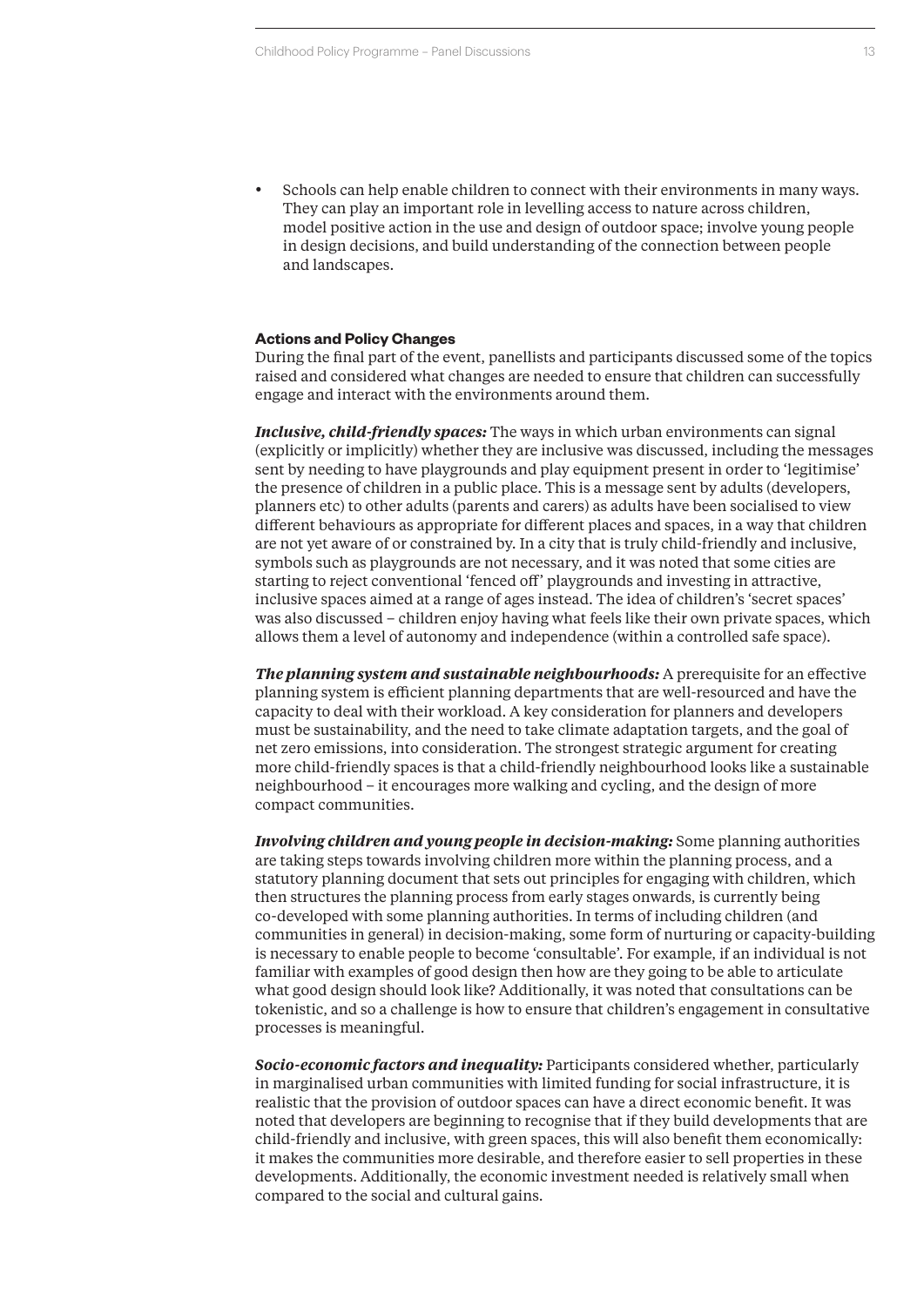- Schools can help enable children to connect with their environments in many ways. They can play an important role in levelling access to nature across children, model positive action in the use and design of outdoor space; involve young people in design decisions, and build understanding of the connection between people and landscapes.

**Actions and Policy Changes**

During the final part of the event, panellists and participants discussed some of the topics raised and considered what changes are needed to ensure that children can successfully engage and interact with the environments around them.

***Inclusive, child-friendly spaces:*** The ways in which urban environments can signal (explicitly or implicitly) whether they are inclusive was discussed, including the messages sent by needing to have playgrounds and play equipment present in order to 'legitimise' the presence of children in a public place. This is a message sent by adults (developers, planners etc) to other adults (parents and carers) as adults have been socialised to view different behaviours as appropriate for different places and spaces, in a way that children are not yet aware of or constrained by. In a city that is truly child-friendly and inclusive, symbols such as playgrounds are not necessary, and it was noted that some cities are starting to reject conventional 'fenced off' playgrounds and investing in attractive, inclusive spaces aimed at a range of ages instead. The idea of children's 'secret spaces' was also discussed – children enjoy having what feels like their own private spaces, which allows them a level of autonomy and independence (within a controlled safe space).

***The planning system and sustainable neighbourhoods:*** A prerequisite for an effective planning system is efficient planning departments that are well-resourced and have the capacity to deal with their workload. A key consideration for planners and developers must be sustainability, and the need to take climate adaptation targets, and the goal of net zero emissions, into consideration. The strongest strategic argument for creating more child-friendly spaces is that a child-friendly neighbourhood looks like a sustainable neighbourhood – it encourages more walking and cycling, and the design of more compact communities.

***Involving children and young people in decision-making:*** Some planning authorities are taking steps towards involving children more within the planning process, and a statutory planning document that sets out principles for engaging with children, which then structures the planning process from early stages onwards, is currently being co-developed with some planning authorities. In terms of including children (and communities in general) in decision-making, some form of nurturing or capacity-building is necessary to enable people to become 'consultable'. For example, if an individual is not familiar with examples of good design then how are they going to be able to articulate what good design should look like? Additionally, it was noted that consultations can be tokenistic, and so a challenge is how to ensure that children's engagement in consultative processes is meaningful.

***Socio-economic factors and inequality:*** Participants considered whether, particularly in marginalised urban communities with limited funding for social infrastructure, it is realistic that the provision of outdoor spaces can have a direct economic benefit. It was noted that developers are beginning to recognise that if they build developments that are child-friendly and inclusive, with green spaces, this will also benefit them economically: it makes the communities more desirable, and therefore easier to sell properties in these developments. Additionally, the economic investment needed is relatively small when compared to the social and cultural gains.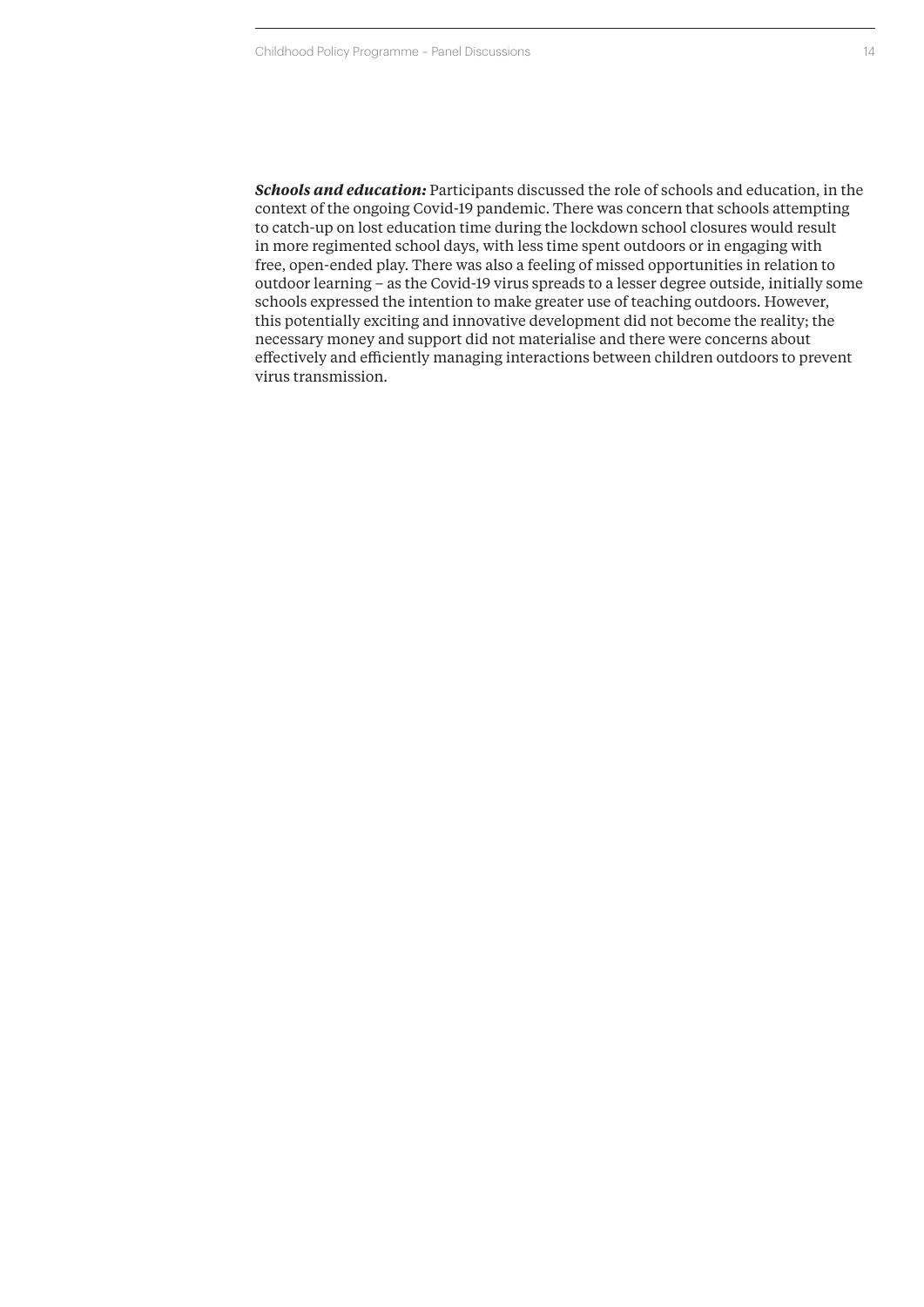***Schools and education:*** Participants discussed the role of schools and education, in the context of the ongoing Covid-19 pandemic. There was concern that schools attempting to catch-up on lost education time during the lockdown school closures would result in more regimented school days, with less time spent outdoors or in engaging with free, open-ended play. There was also a feeling of missed opportunities in relation to outdoor learning – as the Covid-19 virus spreads to a lesser degree outside, initially some schools expressed the intention to make greater use of teaching outdoors. However, this potentially exciting and innovative development did not become the reality; the necessary money and support did not materialise and there were concerns about effectively and efficiently managing interactions between children outdoors to prevent virus transmission.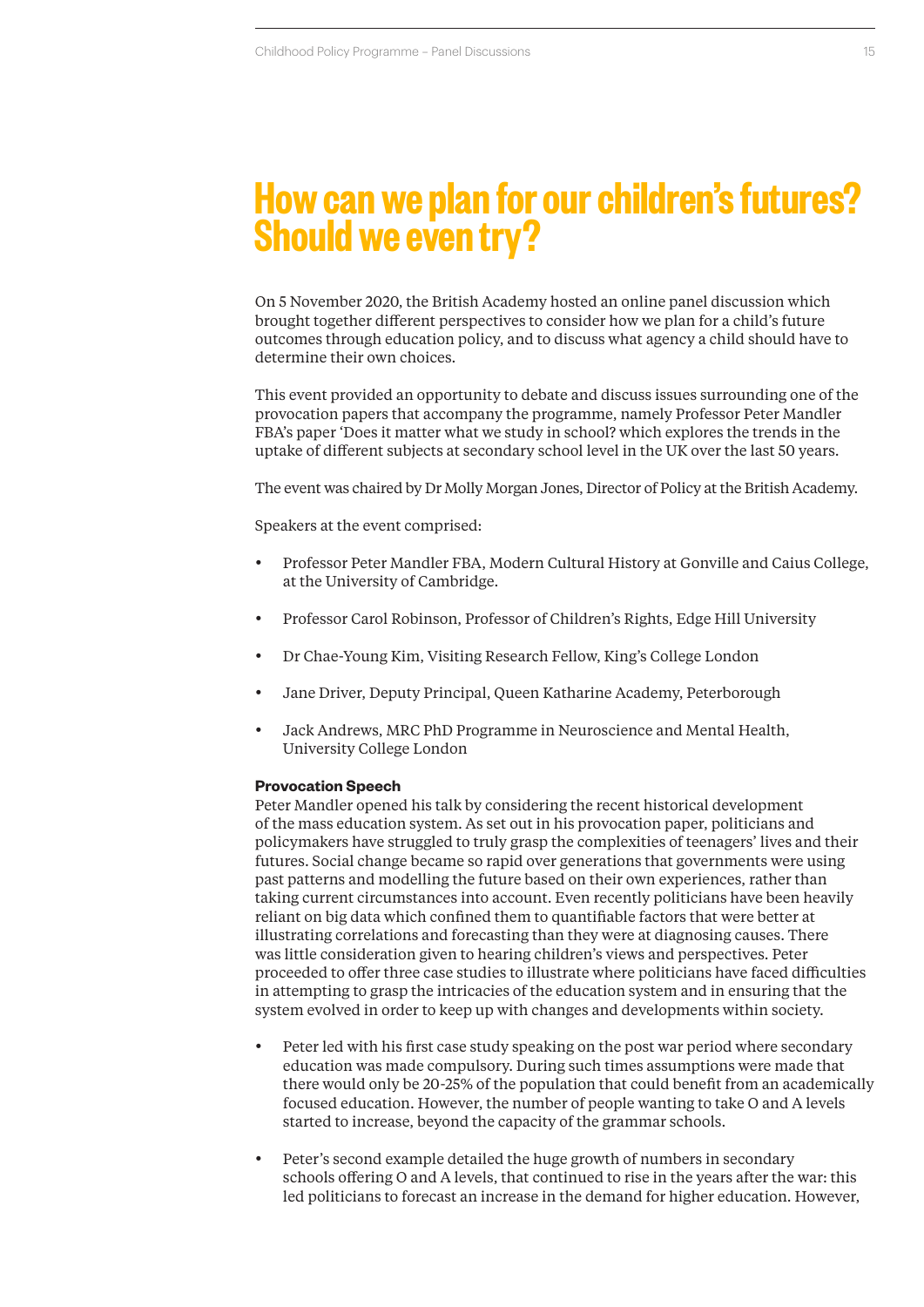# How can we plan for our children's futures? Should we even try?

On 5 November 2020, the British Academy hosted an online panel discussion which brought together different perspectives to consider how we plan for a child's future outcomes through education policy, and to discuss what agency a child should have to determine their own choices.

This event provided an opportunity to debate and discuss issues surrounding one of the provocation papers that accompany the programme, namely Professor Peter Mandler FBA's paper 'Does it matter what we study in school? which explores the trends in the uptake of different subjects at secondary school level in the UK over the last 50 years.

The event was chaired by Dr Molly Morgan Jones, Director of Policy at the British Academy.

Speakers at the event comprised:

- Professor Peter Mandler FBA, Modern Cultural History at Gonville and Caius College, at the University of Cambridge.
- Professor Carol Robinson, Professor of Children's Rights, Edge Hill University
- Dr Chae-Young Kim, Visiting Research Fellow, King's College London
- Jane Driver, Deputy Principal, Queen Katharine Academy, Peterborough
- Jack Andrews, MRC PhD Programme in Neuroscience and Mental Health, University College London

**Provocation Speech**
Peter Mandler opened his talk by considering the recent historical development of the mass education system. As set out in his provocation paper, politicians and policymakers have struggled to truly grasp the complexities of teenagers' lives and their futures. Social change became so rapid over generations that governments were using past patterns and modelling the future based on their own experiences, rather than taking current circumstances into account. Even recently politicians have been heavily reliant on big data which confined them to quantifiable factors that were better at illustrating correlations and forecasting than they were at diagnosing causes. There was little consideration given to hearing children's views and perspectives. Peter proceeded to offer three case studies to illustrate where politicians have faced difficulties in attempting to grasp the intricacies of the education system and in ensuring that the system evolved in order to keep up with changes and developments within society.

- Peter led with his first case study speaking on the post war period where secondary education was made compulsory. During such times assumptions were made that there would only be 20-25% of the population that could benefit from an academically focused education. However, the number of people wanting to take O and A levels started to increase, beyond the capacity of the grammar schools.
- Peter's second example detailed the huge growth of numbers in secondary schools offering O and A levels, that continued to rise in the years after the war: this led politicians to forecast an increase in the demand for higher education. However,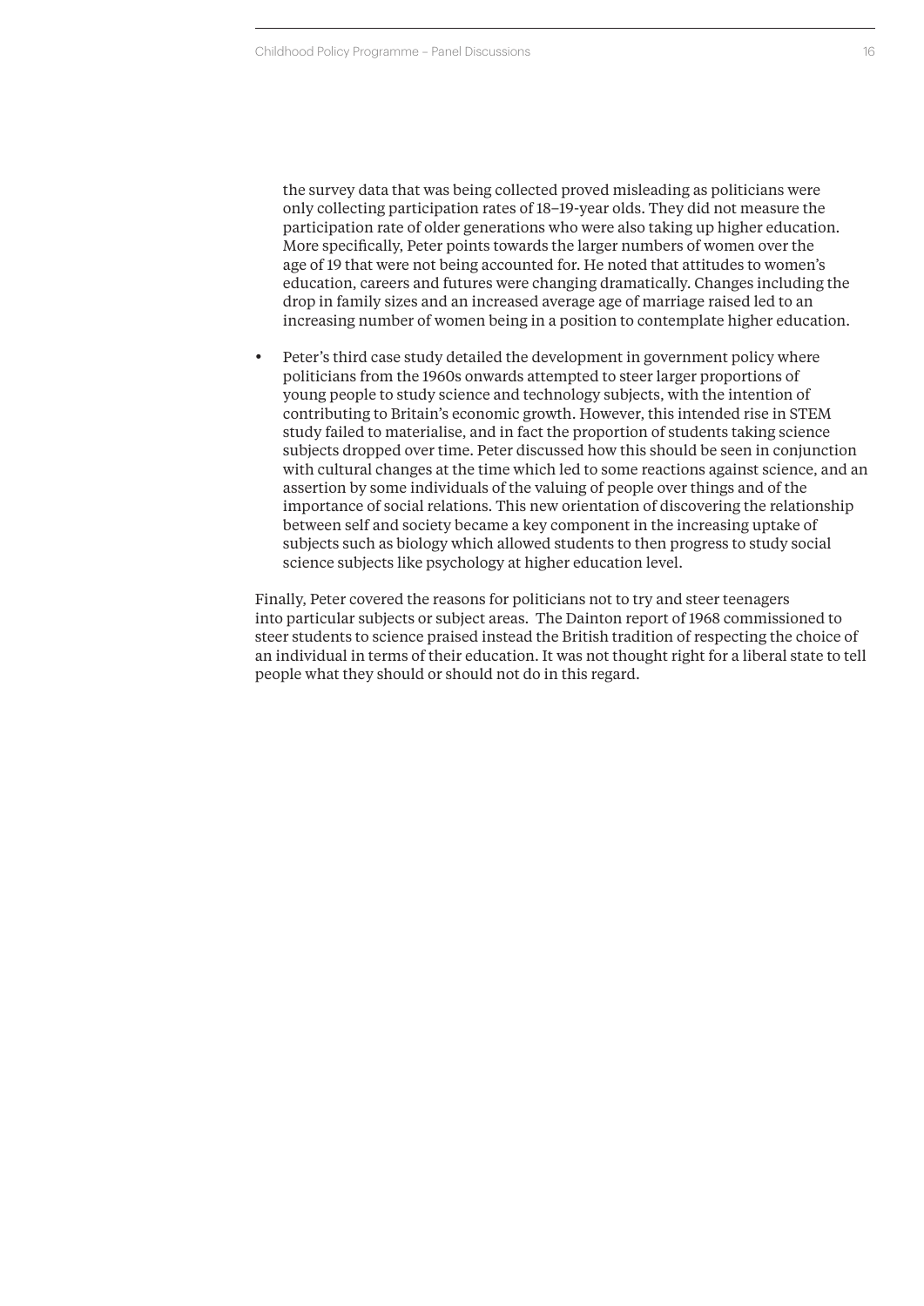the survey data that was being collected proved misleading as politicians were only collecting participation rates of 18–19-year olds. They did not measure the participation rate of older generations who were also taking up higher education. More specifically, Peter points towards the larger numbers of women over the age of 19 that were not being accounted for. He noted that attitudes to women's education, careers and futures were changing dramatically. Changes including the drop in family sizes and an increased average age of marriage raised led to an increasing number of women being in a position to contemplate higher education.

- Peter's third case study detailed the development in government policy where politicians from the 1960s onwards attempted to steer larger proportions of young people to study science and technology subjects, with the intention of contributing to Britain's economic growth. However, this intended rise in STEM study failed to materialise, and in fact the proportion of students taking science subjects dropped over time. Peter discussed how this should be seen in conjunction with cultural changes at the time which led to some reactions against science, and an assertion by some individuals of the valuing of people over things and of the importance of social relations. This new orientation of discovering the relationship between self and society became a key component in the increasing uptake of subjects such as biology which allowed students to then progress to study social science subjects like psychology at higher education level.

Finally, Peter covered the reasons for politicians not to try and steer teenagers into particular subjects or subject areas. The Dainton report of 1968 commissioned to steer students to science praised instead the British tradition of respecting the choice of an individual in terms of their education. It was not thought right for a liberal state to tell people what they should or should not do in this regard.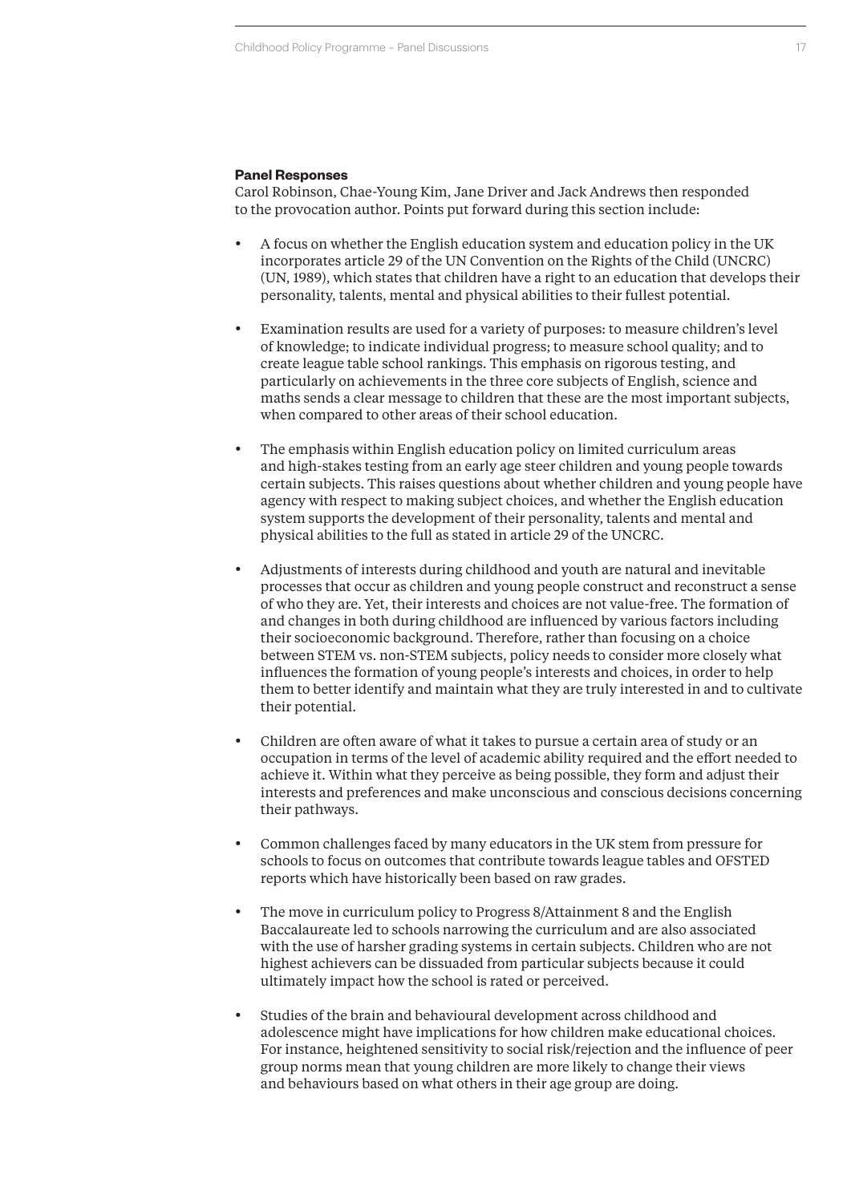**Panel Responses**

Carol Robinson, Chae-Young Kim, Jane Driver and Jack Andrews then responded to the provocation author. Points put forward during this section include:

- A focus on whether the English education system and education policy in the UK incorporates article 29 of the UN Convention on the Rights of the Child (UNCRC) (UN, 1989), which states that children have a right to an education that develops their personality, talents, mental and physical abilities to their fullest potential.
- Examination results are used for a variety of purposes: to measure children's level of knowledge; to indicate individual progress; to measure school quality; and to create league table school rankings. This emphasis on rigorous testing, and particularly on achievements in the three core subjects of English, science and maths sends a clear message to children that these are the most important subjects, when compared to other areas of their school education.
- The emphasis within English education policy on limited curriculum areas and high-stakes testing from an early age steer children and young people towards certain subjects. This raises questions about whether children and young people have agency with respect to making subject choices, and whether the English education system supports the development of their personality, talents and mental and physical abilities to the full as stated in article 29 of the UNCRC.
- Adjustments of interests during childhood and youth are natural and inevitable processes that occur as children and young people construct and reconstruct a sense of who they are. Yet, their interests and choices are not value-free. The formation of and changes in both during childhood are influenced by various factors including their socioeconomic background. Therefore, rather than focusing on a choice between STEM vs. non-STEM subjects, policy needs to consider more closely what influences the formation of young people's interests and choices, in order to help them to better identify and maintain what they are truly interested in and to cultivate their potential.
- Children are often aware of what it takes to pursue a certain area of study or an occupation in terms of the level of academic ability required and the effort needed to achieve it. Within what they perceive as being possible, they form and adjust their interests and preferences and make unconscious and conscious decisions concerning their pathways.
- Common challenges faced by many educators in the UK stem from pressure for schools to focus on outcomes that contribute towards league tables and OFSTED reports which have historically been based on raw grades.
- The move in curriculum policy to Progress 8/Attainment 8 and the English Baccalaureate led to schools narrowing the curriculum and are also associated with the use of harsher grading systems in certain subjects. Children who are not highest achievers can be dissuaded from particular subjects because it could ultimately impact how the school is rated or perceived.
- Studies of the brain and behavioural development across childhood and adolescence might have implications for how children make educational choices. For instance, heightened sensitivity to social risk/rejection and the influence of peer group norms mean that young children are more likely to change their views and behaviours based on what others in their age group are doing.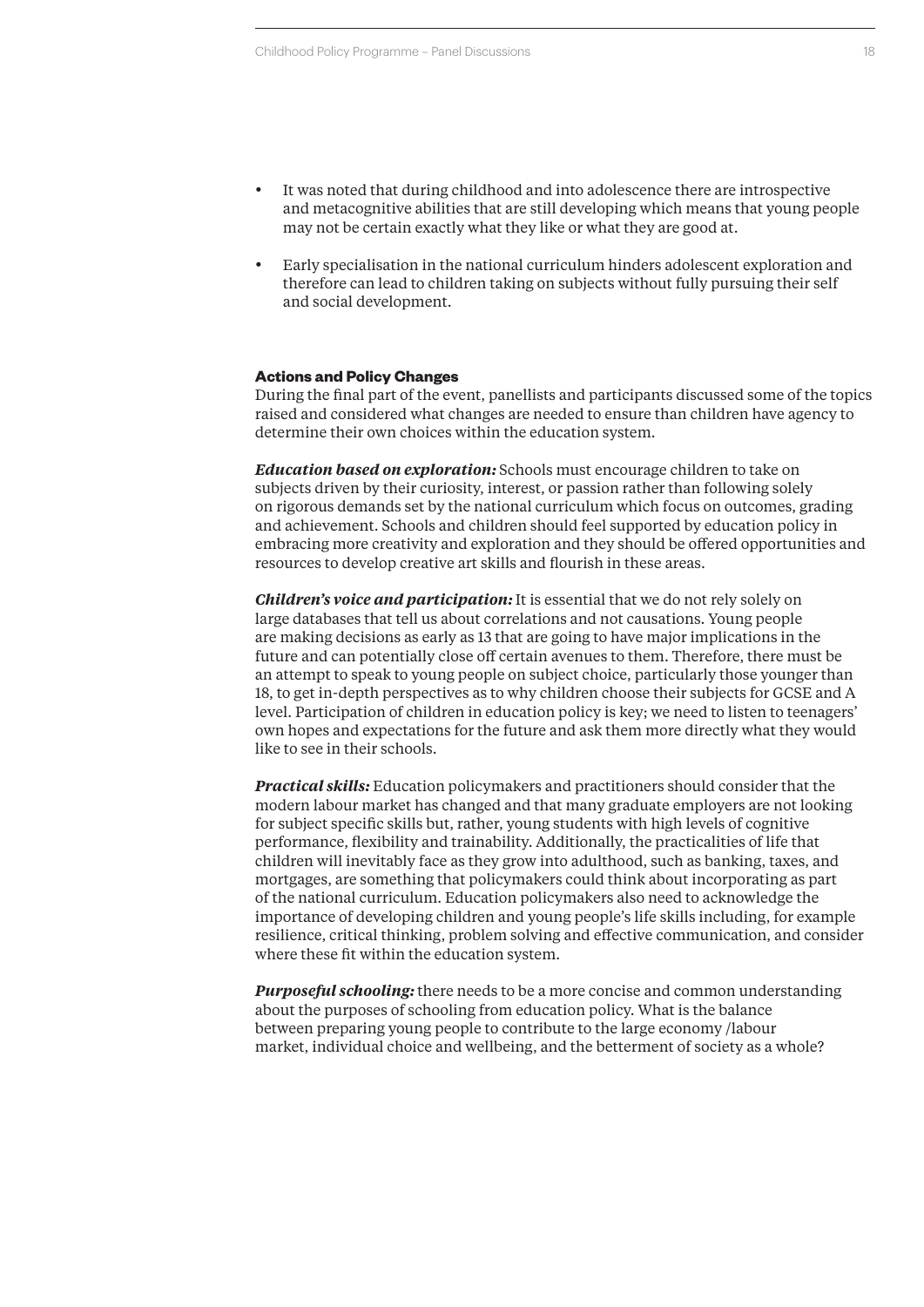- It was noted that during childhood and into adolescence there are introspective and metacognitive abilities that are still developing which means that young people may not be certain exactly what they like or what they are good at.
- Early specialisation in the national curriculum hinders adolescent exploration and therefore can lead to children taking on subjects without fully pursuing their self and social development.

**Actions and Policy Changes**

During the final part of the event, panellists and participants discussed some of the topics raised and considered what changes are needed to ensure than children have agency to determine their own choices within the education system.

***Education based on exploration:*** Schools must encourage children to take on subjects driven by their curiosity, interest, or passion rather than following solely on rigorous demands set by the national curriculum which focus on outcomes, grading and achievement. Schools and children should feel supported by education policy in embracing more creativity and exploration and they should be offered opportunities and resources to develop creative art skills and flourish in these areas.

***Children's voice and participation:*** It is essential that we do not rely solely on large databases that tell us about correlations and not causations. Young people are making decisions as early as 13 that are going to have major implications in the future and can potentially close off certain avenues to them. Therefore, there must be an attempt to speak to young people on subject choice, particularly those younger than 18, to get in-depth perspectives as to why children choose their subjects for GCSE and A level. Participation of children in education policy is key; we need to listen to teenagers' own hopes and expectations for the future and ask them more directly what they would like to see in their schools.

***Practical skills:*** Education policymakers and practitioners should consider that the modern labour market has changed and that many graduate employers are not looking for subject specific skills but, rather, young students with high levels of cognitive performance, flexibility and trainability. Additionally, the practicalities of life that children will inevitably face as they grow into adulthood, such as banking, taxes, and mortgages, are something that policymakers could think about incorporating as part of the national curriculum. Education policymakers also need to acknowledge the importance of developing children and young people's life skills including, for example resilience, critical thinking, problem solving and effective communication, and consider where these fit within the education system.

***Purposeful schooling:*** there needs to be a more concise and common understanding about the purposes of schooling from education policy. What is the balance between preparing young people to contribute to the large economy /labour market, individual choice and wellbeing, and the betterment of society as a whole?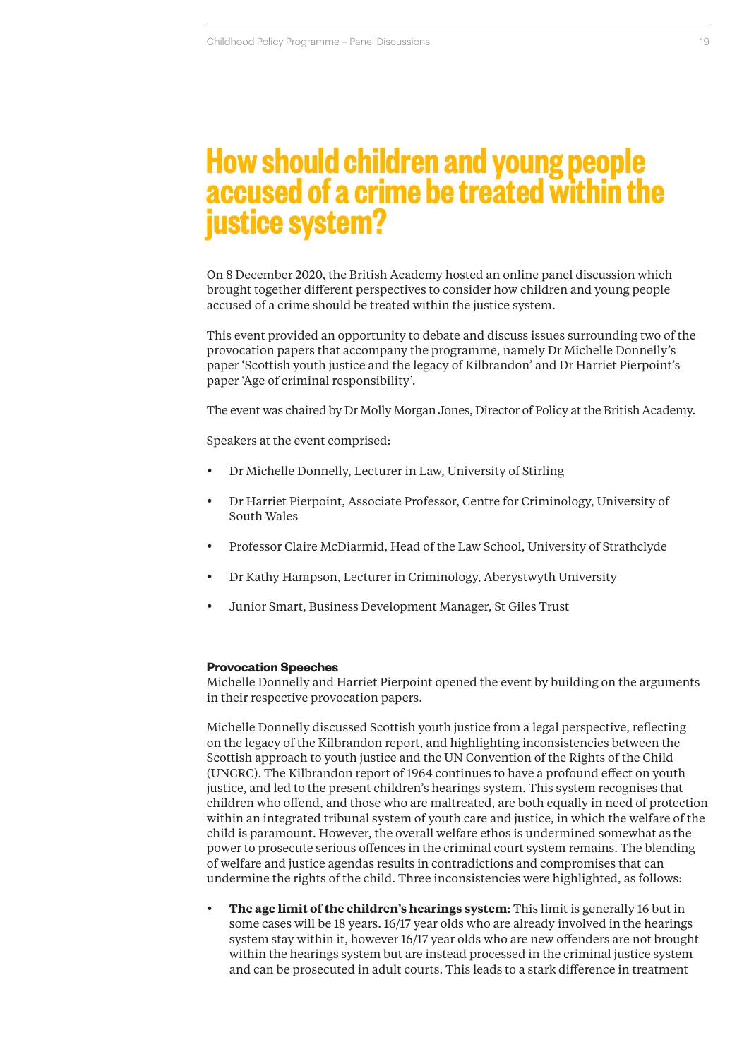# How should children and young people accused of a crime be treated within the justice system?

On 8 December 2020, the British Academy hosted an online panel discussion which brought together different perspectives to consider how children and young people accused of a crime should be treated within the justice system.

This event provided an opportunity to debate and discuss issues surrounding two of the provocation papers that accompany the programme, namely Dr Michelle Donnelly's paper 'Scottish youth justice and the legacy of Kilbrandon' and Dr Harriet Pierpoint's paper 'Age of criminal responsibility'.

The event was chaired by Dr Molly Morgan Jones, Director of Policy at the British Academy.

Speakers at the event comprised:

- Dr Michelle Donnelly, Lecturer in Law, University of Stirling
- Dr Harriet Pierpoint, Associate Professor, Centre for Criminology, University of South Wales
- Professor Claire McDiarmid, Head of the Law School, University of Strathclyde
- Dr Kathy Hampson, Lecturer in Criminology, Aberystwyth University
- Junior Smart, Business Development Manager, St Giles Trust

**Provocation Speeches**

Michelle Donnelly and Harriet Pierpoint opened the event by building on the arguments in their respective provocation papers.

Michelle Donnelly discussed Scottish youth justice from a legal perspective, reflecting on the legacy of the Kilbrandon report, and highlighting inconsistencies between the Scottish approach to youth justice and the UN Convention of the Rights of the Child (UNCRC). The Kilbrandon report of 1964 continues to have a profound effect on youth justice, and led to the present children's hearings system. This system recognises that children who offend, and those who are maltreated, are both equally in need of protection within an integrated tribunal system of youth care and justice, in which the welfare of the child is paramount. However, the overall welfare ethos is undermined somewhat as the power to prosecute serious offences in the criminal court system remains. The blending of welfare and justice agendas results in contradictions and compromises that can undermine the rights of the child. Three inconsistencies were highlighted, as follows:

- **The age limit of the children's hearings system**: This limit is generally 16 but in some cases will be 18 years. 16/17 year olds who are already involved in the hearings system stay within it, however 16/17 year olds who are new offenders are not brought within the hearings system but are instead processed in the criminal justice system and can be prosecuted in adult courts. This leads to a stark difference in treatment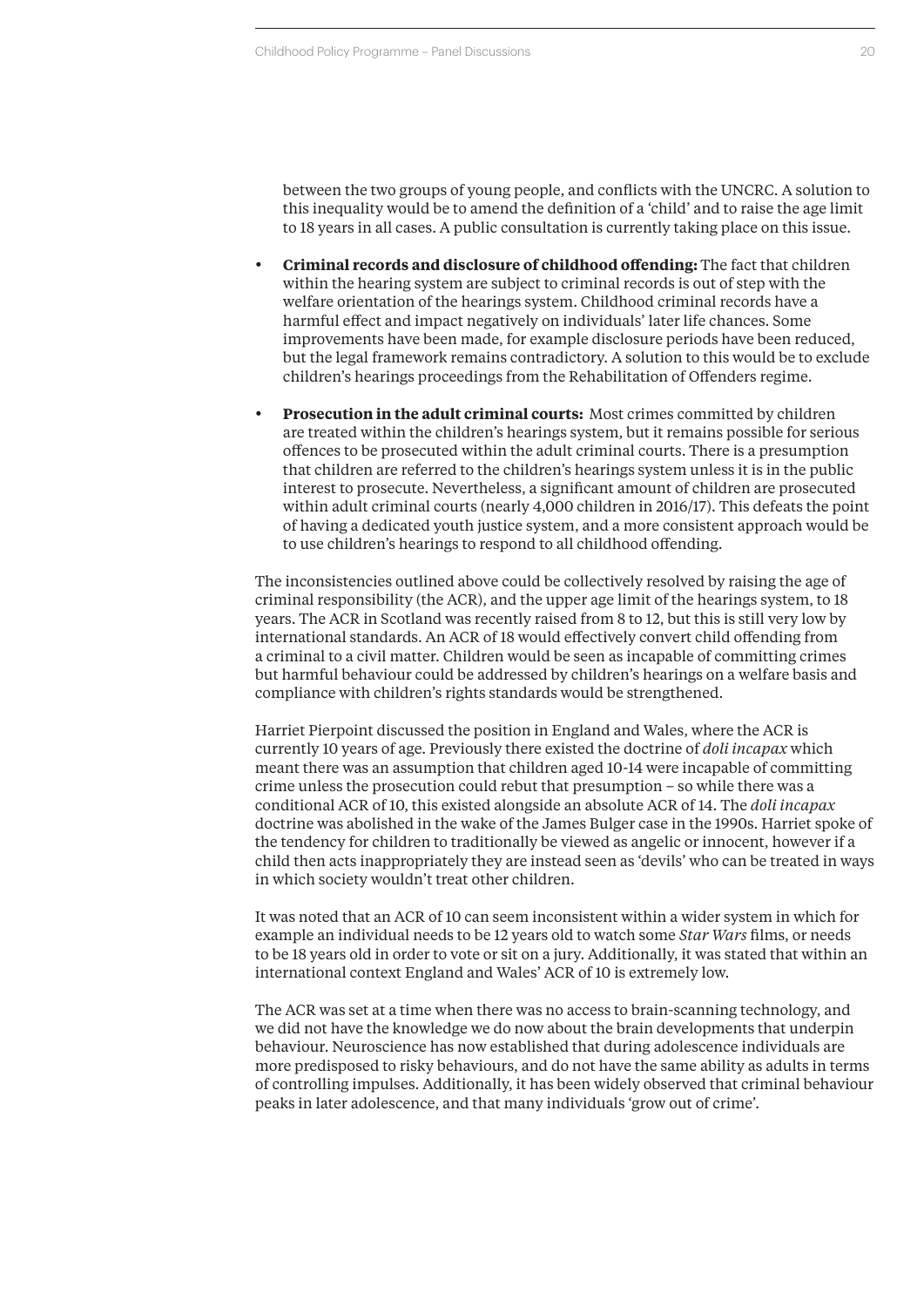between the two groups of young people, and conflicts with the UNCRC. A solution to this inequality would be to amend the definition of a 'child' and to raise the age limit to 18 years in all cases. A public consultation is currently taking place on this issue.

- **Criminal records and disclosure of childhood offending:** The fact that children within the hearing system are subject to criminal records is out of step with the welfare orientation of the hearings system. Childhood criminal records have a harmful effect and impact negatively on individuals' later life chances. Some improvements have been made, for example disclosure periods have been reduced, but the legal framework remains contradictory. A solution to this would be to exclude children's hearings proceedings from the Rehabilitation of Offenders regime.

- **Prosecution in the adult criminal courts:** Most crimes committed by children are treated within the children's hearings system, but it remains possible for serious offences to be prosecuted within the adult criminal courts. There is a presumption that children are referred to the children's hearings system unless it is in the public interest to prosecute. Nevertheless, a significant amount of children are prosecuted within adult criminal courts (nearly 4,000 children in 2016/17). This defeats the point of having a dedicated youth justice system, and a more consistent approach would be to use children's hearings to respond to all childhood offending.

The inconsistencies outlined above could be collectively resolved by raising the age of criminal responsibility (the ACR), and the upper age limit of the hearings system, to 18 years. The ACR in Scotland was recently raised from 8 to 12, but this is still very low by international standards. An ACR of 18 would effectively convert child offending from a criminal to a civil matter. Children would be seen as incapable of committing crimes but harmful behaviour could be addressed by children's hearings on a welfare basis and compliance with children's rights standards would be strengthened.

Harriet Pierpoint discussed the position in England and Wales, where the ACR is currently 10 years of age. Previously there existed the doctrine of *doli incapax* which meant there was an assumption that children aged 10-14 were incapable of committing crime unless the prosecution could rebut that presumption – so while there was a conditional ACR of 10, this existed alongside an absolute ACR of 14. The *doli incapax* doctrine was abolished in the wake of the James Bulger case in the 1990s. Harriet spoke of the tendency for children to traditionally be viewed as angelic or innocent, however if a child then acts inappropriately they are instead seen as 'devils' who can be treated in ways in which society wouldn't treat other children.

It was noted that an ACR of 10 can seem inconsistent within a wider system in which for example an individual needs to be 12 years old to watch some *Star Wars* films, or needs to be 18 years old in order to vote or sit on a jury. Additionally, it was stated that within an international context England and Wales' ACR of 10 is extremely low.

The ACR was set at a time when there was no access to brain-scanning technology, and we did not have the knowledge we do now about the brain developments that underpin behaviour. Neuroscience has now established that during adolescence individuals are more predisposed to risky behaviours, and do not have the same ability as adults in terms of controlling impulses. Additionally, it has been widely observed that criminal behaviour peaks in later adolescence, and that many individuals 'grow out of crime'.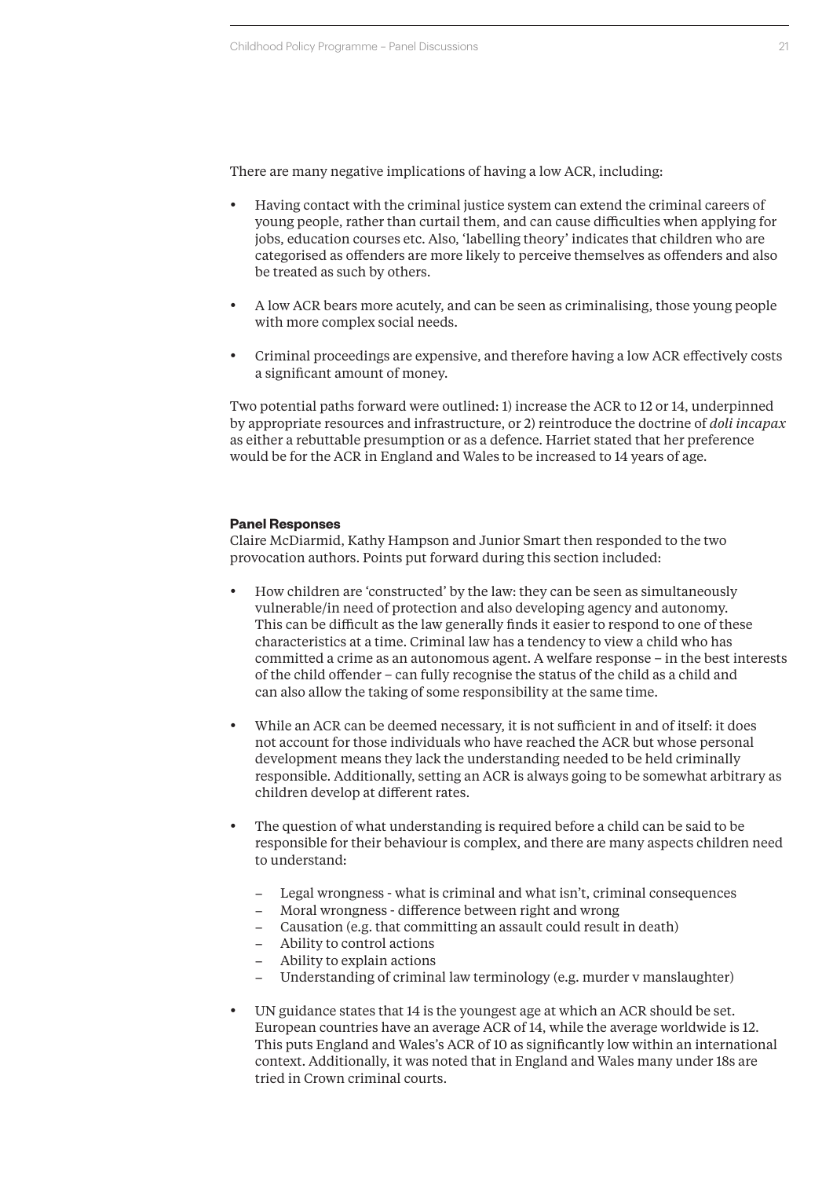There are many negative implications of having a low ACR, including:

- Having contact with the criminal justice system can extend the criminal careers of young people, rather than curtail them, and can cause difficulties when applying for jobs, education courses etc. Also, 'labelling theory' indicates that children who are categorised as offenders are more likely to perceive themselves as offenders and also be treated as such by others.
- A low ACR bears more acutely, and can be seen as criminalising, those young people with more complex social needs.
- Criminal proceedings are expensive, and therefore having a low ACR effectively costs a significant amount of money.

Two potential paths forward were outlined: 1) increase the ACR to 12 or 14, underpinned by appropriate resources and infrastructure, or 2) reintroduce the doctrine of *doli incapax* as either a rebuttable presumption or as a defence. Harriet stated that her preference would be for the ACR in England and Wales to be increased to 14 years of age.

**Panel Responses**

Claire McDiarmid, Kathy Hampson and Junior Smart then responded to the two provocation authors. Points put forward during this section included:

- How children are 'constructed' by the law: they can be seen as simultaneously vulnerable/in need of protection and also developing agency and autonomy. This can be difficult as the law generally finds it easier to respond to one of these characteristics at a time. Criminal law has a tendency to view a child who has committed a crime as an autonomous agent. A welfare response – in the best interests of the child offender – can fully recognise the status of the child as a child and can also allow the taking of some responsibility at the same time.
- While an ACR can be deemed necessary, it is not sufficient in and of itself: it does not account for those individuals who have reached the ACR but whose personal development means they lack the understanding needed to be held criminally responsible. Additionally, setting an ACR is always going to be somewhat arbitrary as children develop at different rates.
- The question of what understanding is required before a child can be said to be responsible for their behaviour is complex, and there are many aspects children need to understand:
  - Legal wrongness - what is criminal and what isn't, criminal consequences
  - Moral wrongness - difference between right and wrong
  - Causation (e.g. that committing an assault could result in death)
  - Ability to control actions
  - Ability to explain actions
  - Understanding of criminal law terminology (e.g. murder v manslaughter)
- UN guidance states that 14 is the youngest age at which an ACR should be set. European countries have an average ACR of 14, while the average worldwide is 12. This puts England and Wales's ACR of 10 as significantly low within an international context. Additionally, it was noted that in England and Wales many under 18s are tried in Crown criminal courts.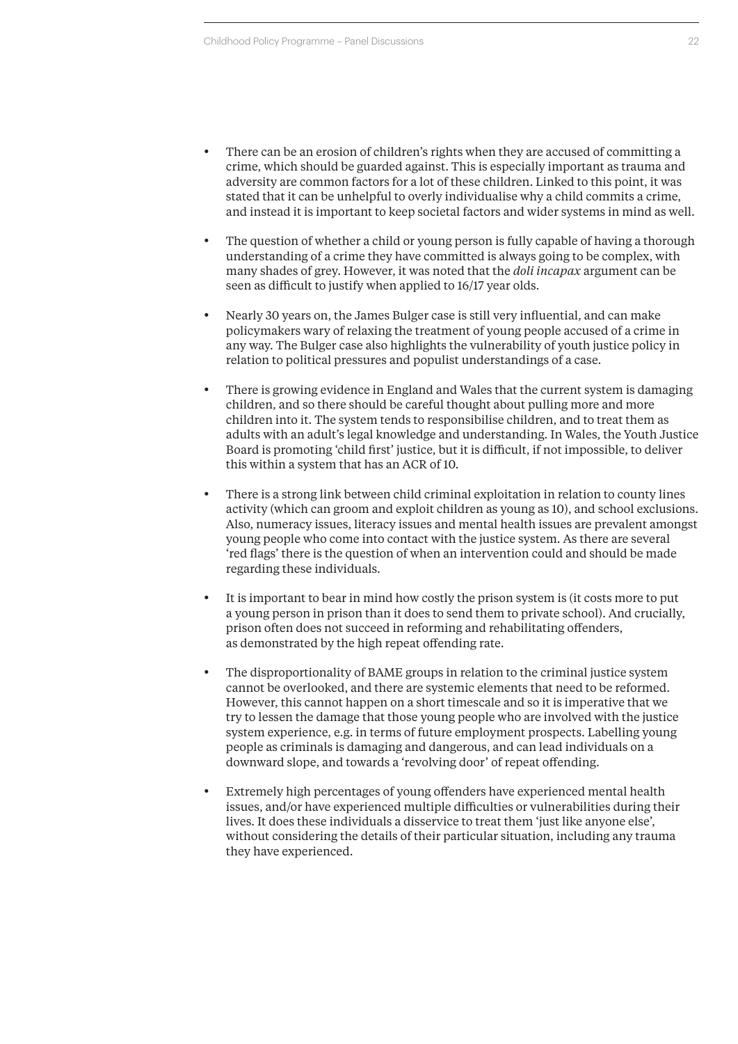- There can be an erosion of children's rights when they are accused of committing a crime, which should be guarded against. This is especially important as trauma and adversity are common factors for a lot of these children. Linked to this point, it was stated that it can be unhelpful to overly individualise why a child commits a crime, and instead it is important to keep societal factors and wider systems in mind as well.

- The question of whether a child or young person is fully capable of having a thorough understanding of a crime they have committed is always going to be complex, with many shades of grey. However, it was noted that the *doli incapax* argument can be seen as difficult to justify when applied to 16/17 year olds.

- Nearly 30 years on, the James Bulger case is still very influential, and can make policymakers wary of relaxing the treatment of young people accused of a crime in any way. The Bulger case also highlights the vulnerability of youth justice policy in relation to political pressures and populist understandings of a case.

- There is growing evidence in England and Wales that the current system is damaging children, and so there should be careful thought about pulling more and more children into it. The system tends to responsibilise children, and to treat them as adults with an adult's legal knowledge and understanding. In Wales, the Youth Justice Board is promoting 'child first' justice, but it is difficult, if not impossible, to deliver this within a system that has an ACR of 10.

- There is a strong link between child criminal exploitation in relation to county lines activity (which can groom and exploit children as young as 10), and school exclusions. Also, numeracy issues, literacy issues and mental health issues are prevalent amongst young people who come into contact with the justice system. As there are several 'red flags' there is the question of when an intervention could and should be made regarding these individuals.

- It is important to bear in mind how costly the prison system is (it costs more to put a young person in prison than it does to send them to private school). And crucially, prison often does not succeed in reforming and rehabilitating offenders, as demonstrated by the high repeat offending rate.

- The disproportionality of BAME groups in relation to the criminal justice system cannot be overlooked, and there are systemic elements that need to be reformed. However, this cannot happen on a short timescale and so it is imperative that we try to lessen the damage that those young people who are involved with the justice system experience, e.g. in terms of future employment prospects. Labelling young people as criminals is damaging and dangerous, and can lead individuals on a downward slope, and towards a 'revolving door' of repeat offending.

- Extremely high percentages of young offenders have experienced mental health issues, and/or have experienced multiple difficulties or vulnerabilities during their lives. It does these individuals a disservice to treat them 'just like anyone else', without considering the details of their particular situation, including any trauma they have experienced.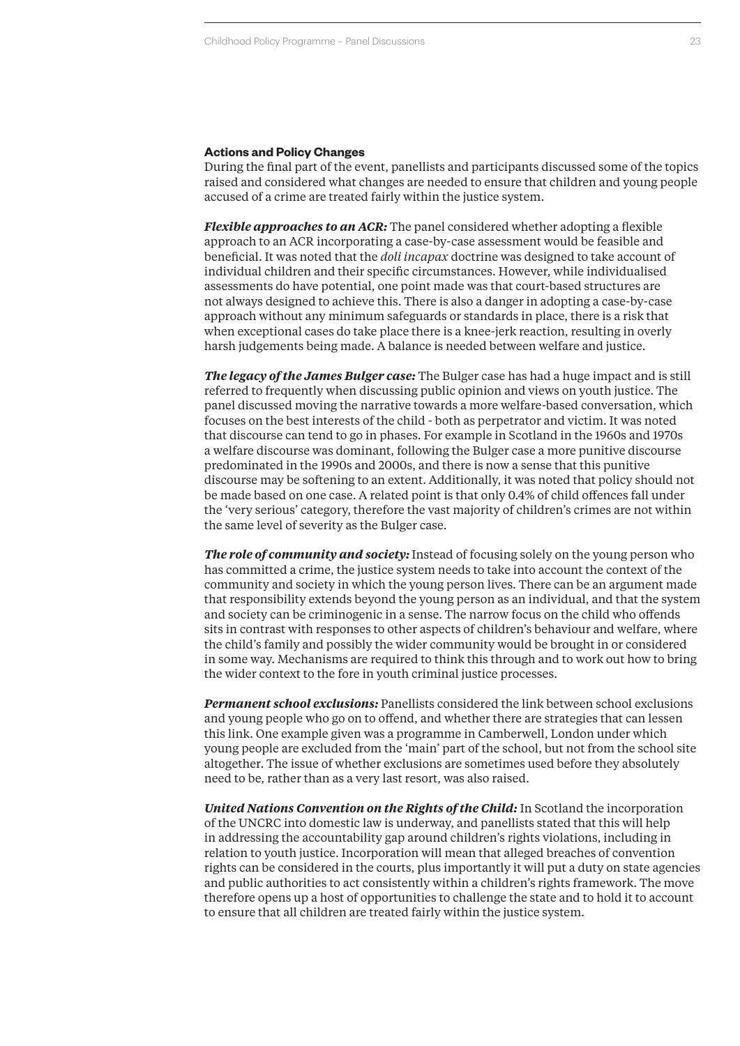### Actions and Policy Changes

During the final part of the event, panellists and participants discussed some of the topics raised and considered what changes are needed to ensure that children and young people accused of a crime are treated fairly within the justice system.

***Flexible approaches to an ACR:*** The panel considered whether adopting a flexible approach to an ACR incorporating a case-by-case assessment would be feasible and beneficial. It was noted that the *doli incapax* doctrine was designed to take account of individual children and their specific circumstances. However, while individualised assessments do have potential, one point made was that court-based structures are not always designed to achieve this. There is also a danger in adopting a case-by-case approach without any minimum safeguards or standards in place, there is a risk that when exceptional cases do take place there is a knee-jerk reaction, resulting in overly harsh judgements being made. A balance is needed between welfare and justice.

***The legacy of the James Bulger case:*** The Bulger case has had a huge impact and is still referred to frequently when discussing public opinion and views on youth justice. The panel discussed moving the narrative towards a more welfare-based conversation, which focuses on the best interests of the child - both as perpetrator and victim. It was noted that discourse can tend to go in phases. For example in Scotland in the 1960s and 1970s a welfare discourse was dominant, following the Bulger case a more punitive discourse predominated in the 1990s and 2000s, and there is now a sense that this punitive discourse may be softening to an extent. Additionally, it was noted that policy should not be made based on one case. A related point is that only 0.4% of child offences fall under the 'very serious' category, therefore the vast majority of children's crimes are not within the same level of severity as the Bulger case.

***The role of community and society:*** Instead of focusing solely on the young person who has committed a crime, the justice system needs to take into account the context of the community and society in which the young person lives. There can be an argument made that responsibility extends beyond the young person as an individual, and that the system and society can be criminogenic in a sense. The narrow focus on the child who offends sits in contrast with responses to other aspects of children's behaviour and welfare, where the child's family and possibly the wider community would be brought in or considered in some way. Mechanisms are required to think this through and to work out how to bring the wider context to the fore in youth criminal justice processes.

***Permanent school exclusions:*** Panellists considered the link between school exclusions and young people who go on to offend, and whether there are strategies that can lessen this link. One example given was a programme in Camberwell, London under which young people are excluded from the 'main' part of the school, but not from the school site altogether. The issue of whether exclusions are sometimes used before they absolutely need to be, rather than as a very last resort, was also raised.

***United Nations Convention on the Rights of the Child:*** In Scotland the incorporation of the UNCRC into domestic law is underway, and panellists stated that this will help in addressing the accountability gap around children's rights violations, including in relation to youth justice. Incorporation will mean that alleged breaches of convention rights can be considered in the courts, plus importantly it will put a duty on state agencies and public authorities to act consistently within a children's rights framework. The move therefore opens up a host of opportunities to challenge the state and to hold it to account to ensure that all children are treated fairly within the justice system.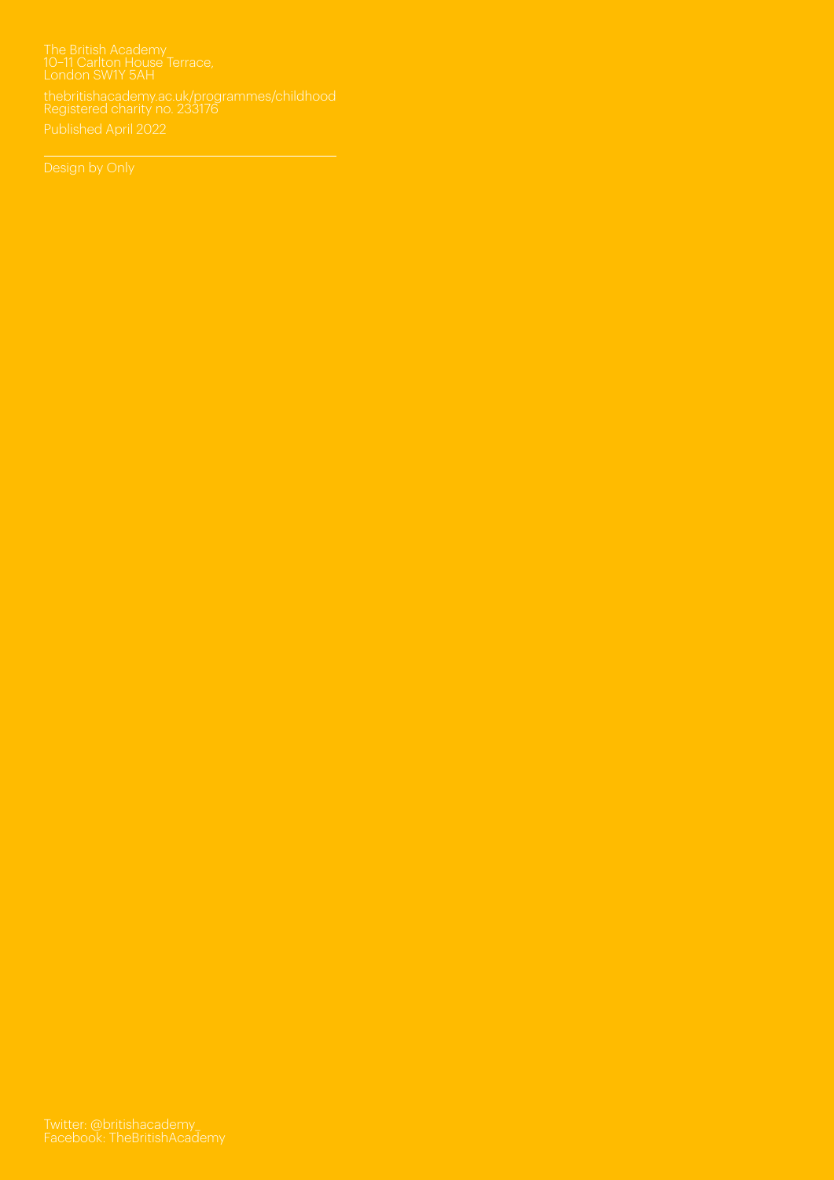The British Academy
10–11 Carlton House Terrace,
London SW1Y 5AH

thebritishacademy.ac.uk/programmes/childhood
Registered charity no. 233176

Published April 2022

---

Design by Only

Twitter: @britishacademy_
Facebook: TheBritishAcademy